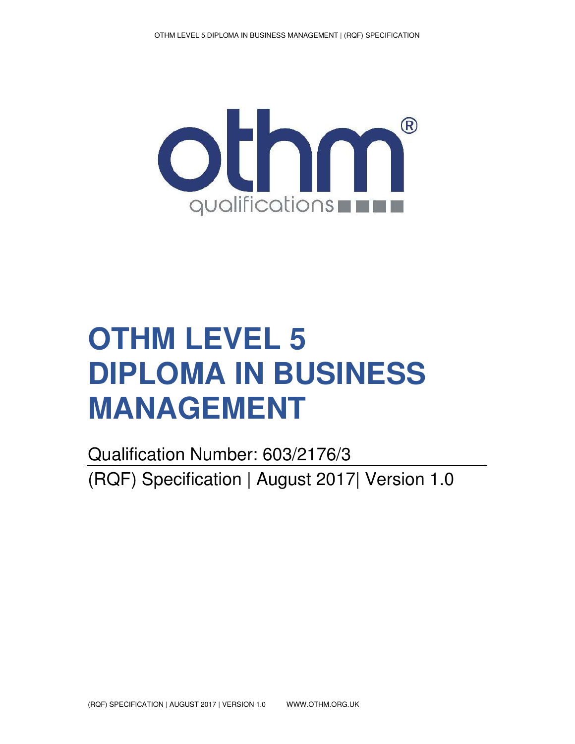# OTHM LEVEL 5 DIPLOMA IN BUSINESS MANAGEMENT

Qualification Number: 603/2176/3

(RQF) Specification | August 2017| Version 1.0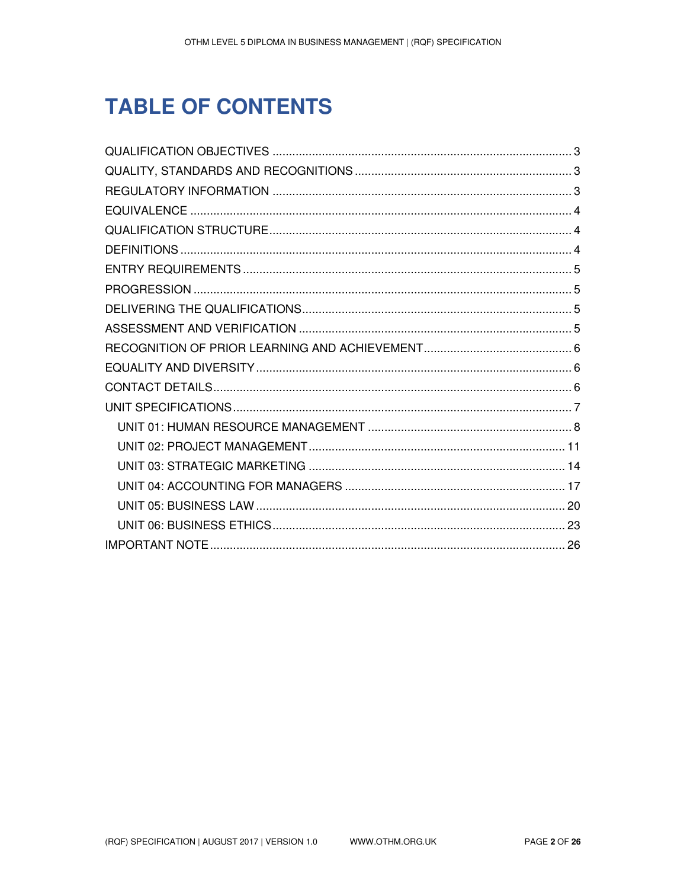# TABLE OF CONTENTS

QUALIFICATION OBJECTIVES ........ 3
QUALITY, STANDARDS AND RECOGNITIONS ........ 3
REGULATORY INFORMATION ........ 3
EQUIVALENCE ........ 4
QUALIFICATION STRUCTURE ........ 4
DEFINITIONS ........ 4
ENTRY REQUIREMENTS ........ 5
PROGRESSION ........ 5
DELIVERING THE QUALIFICATIONS ........ 5
ASSESSMENT AND VERIFICATION ........ 5
RECOGNITION OF PRIOR LEARNING AND ACHIEVEMENT ........ 6
EQUALITY AND DIVERSITY ........ 6
CONTACT DETAILS ........ 6
UNIT SPECIFICATIONS ........ 7
- UNIT 01: HUMAN RESOURCE MANAGEMENT ........ 8
- UNIT 02: PROJECT MANAGEMENT ........ 11
- UNIT 03: STRATEGIC MARKETING ........ 14
- UNIT 04: ACCOUNTING FOR MANAGERS ........ 17
- UNIT 05: BUSINESS LAW ........ 20
- UNIT 06: BUSINESS ETHICS ........ 23

IMPORTANT NOTE ........ 26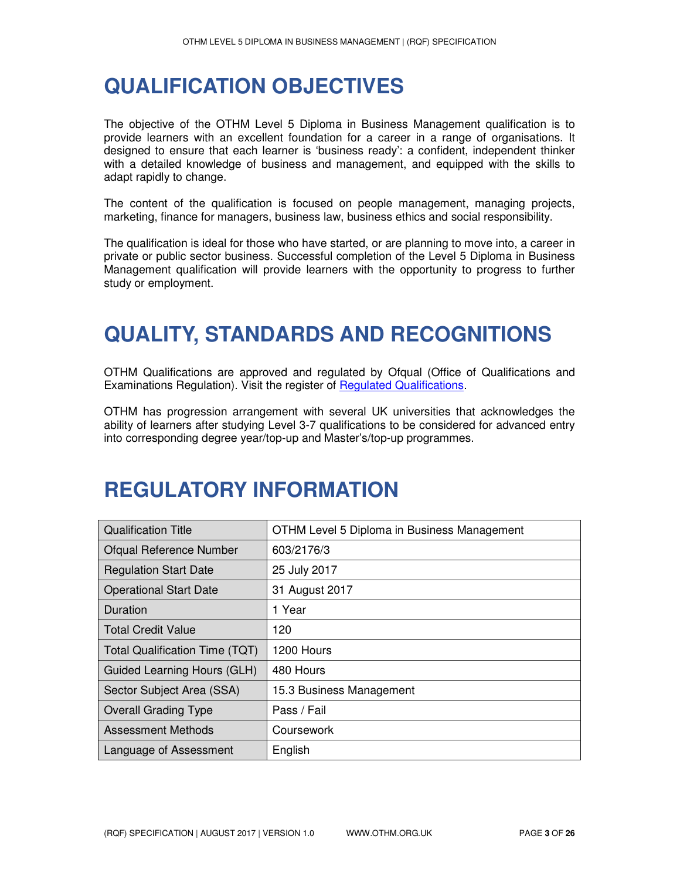# QUALIFICATION OBJECTIVES

The objective of the OTHM Level 5 Diploma in Business Management qualification is to provide learners with an excellent foundation for a career in a range of organisations. It designed to ensure that each learner is 'business ready': a confident, independent thinker with a detailed knowledge of business and management, and equipped with the skills to adapt rapidly to change.

The content of the qualification is focused on people management, managing projects, marketing, finance for managers, business law, business ethics and social responsibility.

The qualification is ideal for those who have started, or are planning to move into, a career in private or public sector business. Successful completion of the Level 5 Diploma in Business Management qualification will provide learners with the opportunity to progress to further study or employment.

# QUALITY, STANDARDS AND RECOGNITIONS

OTHM Qualifications are approved and regulated by Ofqual (Office of Qualifications and Examinations Regulation). Visit the register of Regulated Qualifications.

OTHM has progression arrangement with several UK universities that acknowledges the ability of learners after studying Level 3-7 qualifications to be considered for advanced entry into corresponding degree year/top-up and Master's/top-up programmes.

# REGULATORY INFORMATION

| Qualification Title | OTHM Level 5 Diploma in Business Management |
|---|---|
| Ofqual Reference Number | 603/2176/3 |
| Regulation Start Date | 25 July 2017 |
| Operational Start Date | 31 August 2017 |
| Duration | 1 Year |
| Total Credit Value | 120 |
| Total Qualification Time (TQT) | 1200 Hours |
| Guided Learning Hours (GLH) | 480 Hours |
| Sector Subject Area (SSA) | 15.3 Business Management |
| Overall Grading Type | Pass / Fail |
| Assessment Methods | Coursework |
| Language of Assessment | English |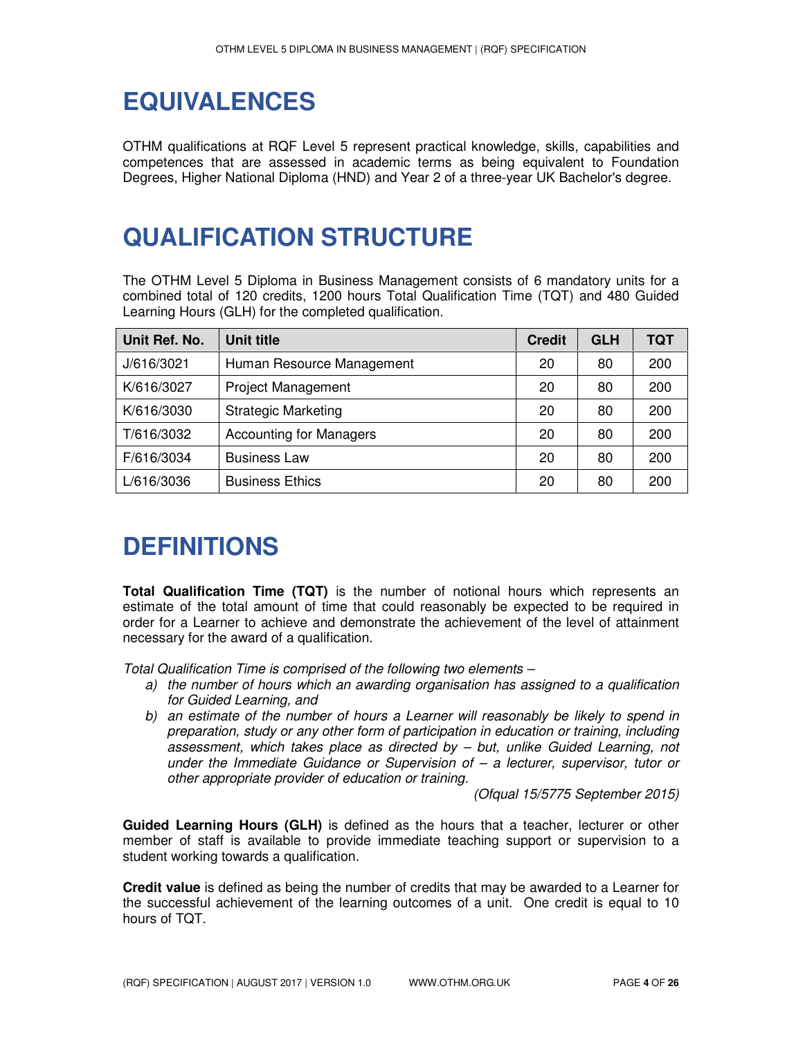# EQUIVALENCES

OTHM qualifications at RQF Level 5 represent practical knowledge, skills, capabilities and competences that are assessed in academic terms as being equivalent to Foundation Degrees, Higher National Diploma (HND) and Year 2 of a three-year UK Bachelor's degree.

# QUALIFICATION STRUCTURE

The OTHM Level 5 Diploma in Business Management consists of 6 mandatory units for a combined total of 120 credits, 1200 hours Total Qualification Time (TQT) and 480 Guided Learning Hours (GLH) for the completed qualification.

| Unit Ref. No. | Unit title | Credit | GLH | TQT |
|---|---|---|---|---|
| J/616/3021 | Human Resource Management | 20 | 80 | 200 |
| K/616/3027 | Project Management | 20 | 80 | 200 |
| K/616/3030 | Strategic Marketing | 20 | 80 | 200 |
| T/616/3032 | Accounting for Managers | 20 | 80 | 200 |
| F/616/3034 | Business Law | 20 | 80 | 200 |
| L/616/3036 | Business Ethics | 20 | 80 | 200 |

# DEFINITIONS

**Total Qualification Time (TQT)** is the number of notional hours which represents an estimate of the total amount of time that could reasonably be expected to be required in order for a Learner to achieve and demonstrate the achievement of the level of attainment necessary for the award of a qualification.

*Total Qualification Time is comprised of the following two elements –*

*a) the number of hours which an awarding organisation has assigned to a qualification for Guided Learning, and*

*b) an estimate of the number of hours a Learner will reasonably be likely to spend in preparation, study or any other form of participation in education or training, including assessment, which takes place as directed by – but, unlike Guided Learning, not under the Immediate Guidance or Supervision of – a lecturer, supervisor, tutor or other appropriate provider of education or training.*

*(Ofqual 15/5775 September 2015)*

**Guided Learning Hours (GLH)** is defined as the hours that a teacher, lecturer or other member of staff is available to provide immediate teaching support or supervision to a student working towards a qualification.

**Credit value** is defined as being the number of credits that may be awarded to a Learner for the successful achievement of the learning outcomes of a unit. One credit is equal to 10 hours of TQT.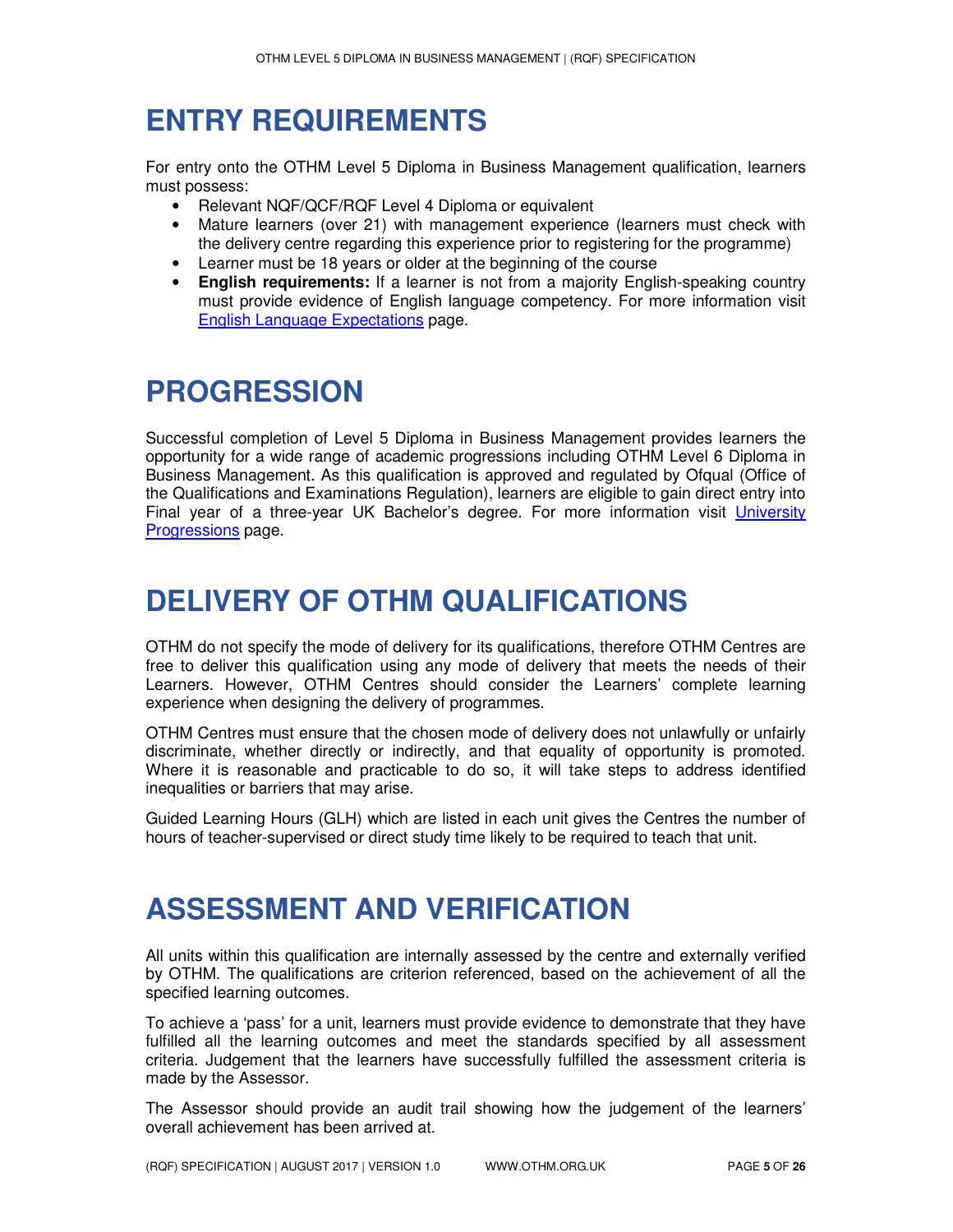# ENTRY REQUIREMENTS

For entry onto the OTHM Level 5 Diploma in Business Management qualification, learners must possess:

- Relevant NQF/QCF/RQF Level 4 Diploma or equivalent
- Mature learners (over 21) with management experience (learners must check with the delivery centre regarding this experience prior to registering for the programme)
- Learner must be 18 years or older at the beginning of the course
- **English requirements:** If a learner is not from a majority English-speaking country must provide evidence of English language competency. For more information visit English Language Expectations page.

# PROGRESSION

Successful completion of Level 5 Diploma in Business Management provides learners the opportunity for a wide range of academic progressions including OTHM Level 6 Diploma in Business Management. As this qualification is approved and regulated by Ofqual (Office of the Qualifications and Examinations Regulation), learners are eligible to gain direct entry into Final year of a three-year UK Bachelor's degree. For more information visit University Progressions page.

# DELIVERY OF OTHM QUALIFICATIONS

OTHM do not specify the mode of delivery for its qualifications, therefore OTHM Centres are free to deliver this qualification using any mode of delivery that meets the needs of their Learners. However, OTHM Centres should consider the Learners' complete learning experience when designing the delivery of programmes.

OTHM Centres must ensure that the chosen mode of delivery does not unlawfully or unfairly discriminate, whether directly or indirectly, and that equality of opportunity is promoted. Where it is reasonable and practicable to do so, it will take steps to address identified inequalities or barriers that may arise.

Guided Learning Hours (GLH) which are listed in each unit gives the Centres the number of hours of teacher-supervised or direct study time likely to be required to teach that unit.

# ASSESSMENT AND VERIFICATION

All units within this qualification are internally assessed by the centre and externally verified by OTHM. The qualifications are criterion referenced, based on the achievement of all the specified learning outcomes.

To achieve a 'pass' for a unit, learners must provide evidence to demonstrate that they have fulfilled all the learning outcomes and meet the standards specified by all assessment criteria. Judgement that the learners have successfully fulfilled the assessment criteria is made by the Assessor.

The Assessor should provide an audit trail showing how the judgement of the learners' overall achievement has been arrived at.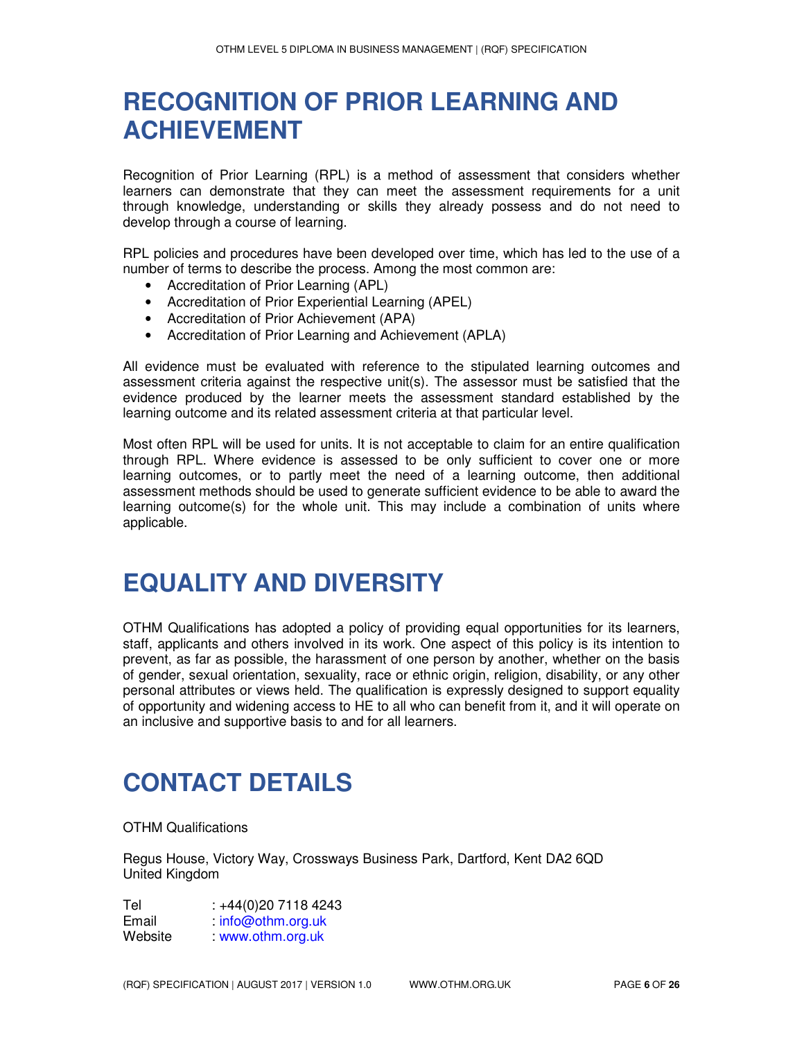# RECOGNITION OF PRIOR LEARNING AND ACHIEVEMENT

Recognition of Prior Learning (RPL) is a method of assessment that considers whether learners can demonstrate that they can meet the assessment requirements for a unit through knowledge, understanding or skills they already possess and do not need to develop through a course of learning.

RPL policies and procedures have been developed over time, which has led to the use of a number of terms to describe the process. Among the most common are:

- Accreditation of Prior Learning (APL)
- Accreditation of Prior Experiential Learning (APEL)
- Accreditation of Prior Achievement (APA)
- Accreditation of Prior Learning and Achievement (APLA)

All evidence must be evaluated with reference to the stipulated learning outcomes and assessment criteria against the respective unit(s). The assessor must be satisfied that the evidence produced by the learner meets the assessment standard established by the learning outcome and its related assessment criteria at that particular level.

Most often RPL will be used for units. It is not acceptable to claim for an entire qualification through RPL. Where evidence is assessed to be only sufficient to cover one or more learning outcomes, or to partly meet the need of a learning outcome, then additional assessment methods should be used to generate sufficient evidence to be able to award the learning outcome(s) for the whole unit. This may include a combination of units where applicable.

# EQUALITY AND DIVERSITY

OTHM Qualifications has adopted a policy of providing equal opportunities for its learners, staff, applicants and others involved in its work. One aspect of this policy is its intention to prevent, as far as possible, the harassment of one person by another, whether on the basis of gender, sexual orientation, sexuality, race or ethnic origin, religion, disability, or any other personal attributes or views held. The qualification is expressly designed to support equality of opportunity and widening access to HE to all who can benefit from it, and it will operate on an inclusive and supportive basis to and for all learners.

# CONTACT DETAILS

OTHM Qualifications

Regus House, Victory Way, Crossways Business Park, Dartford, Kent DA2 6QD
United Kingdom

Tel : +44(0)20 7118 4243
Email : info@othm.org.uk
Website : www.othm.org.uk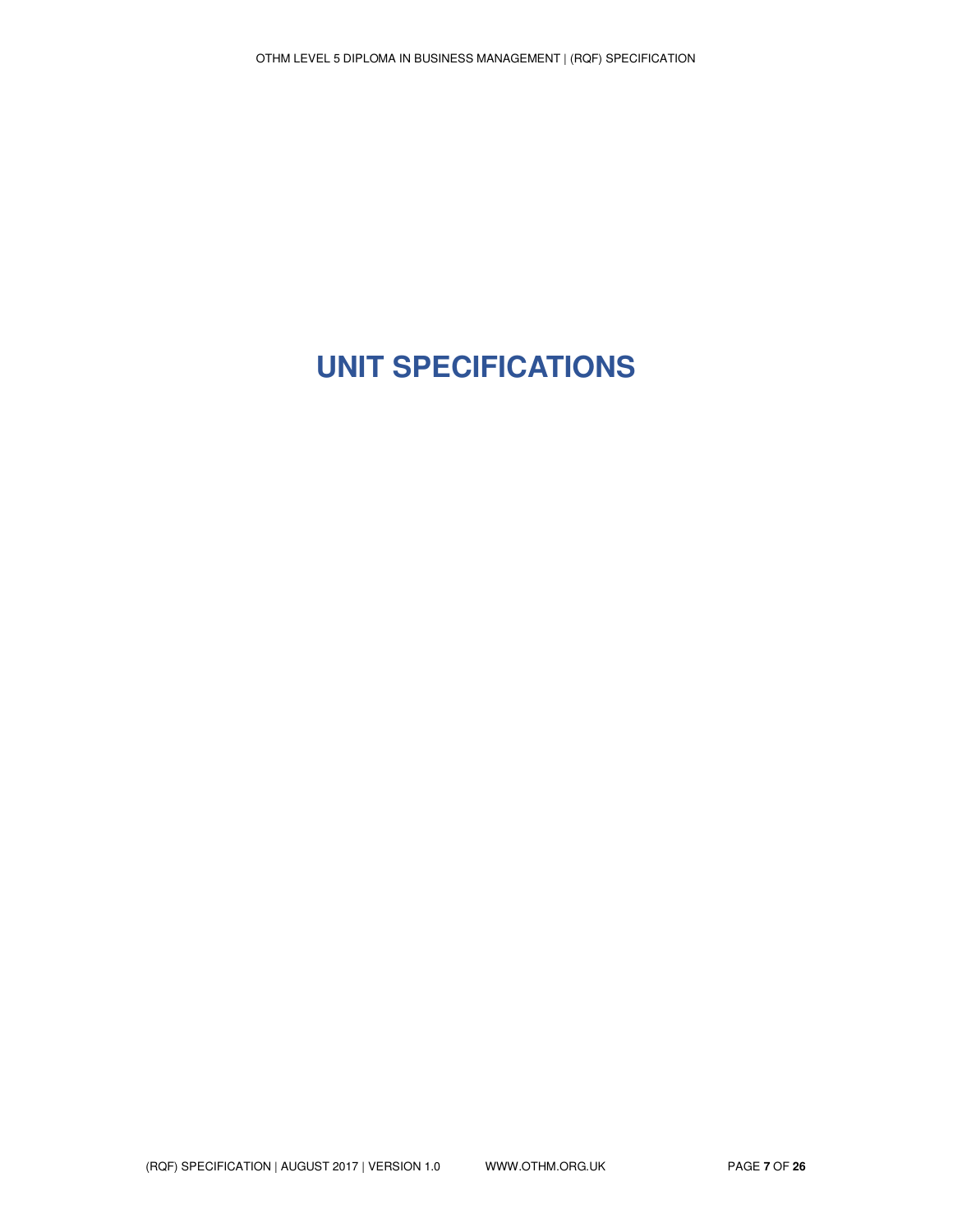# UNIT SPECIFICATIONS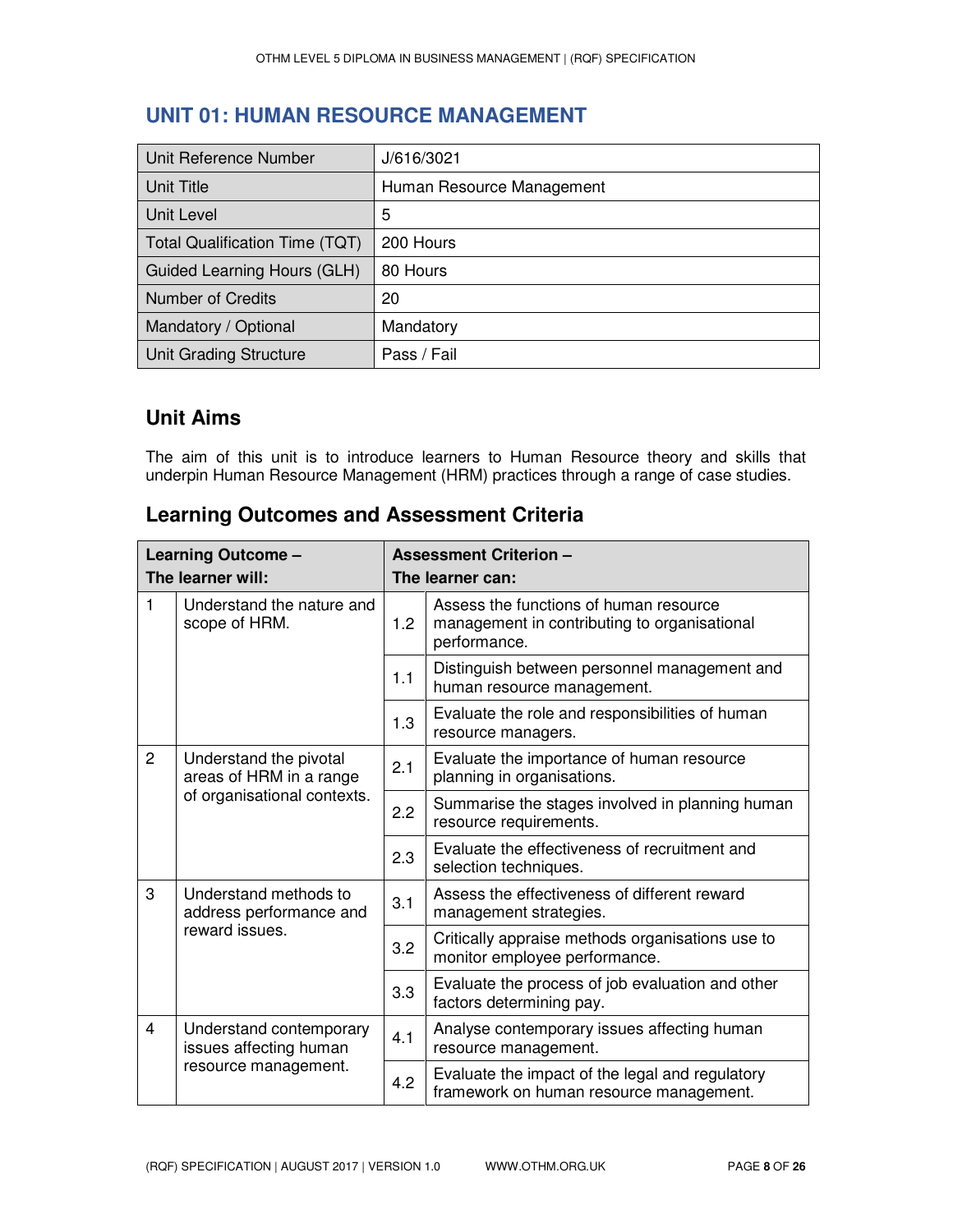## UNIT 01: HUMAN RESOURCE MANAGEMENT

| Unit Reference Number | J/616/3021 |
|---|---|
| Unit Title | Human Resource Management |
| Unit Level | 5 |
| Total Qualification Time (TQT) | 200 Hours |
| Guided Learning Hours (GLH) | 80 Hours |
| Number of Credits | 20 |
| Mandatory / Optional | Mandatory |
| Unit Grading Structure | Pass / Fail |

### Unit Aims

The aim of this unit is to introduce learners to Human Resource theory and skills that underpin Human Resource Management (HRM) practices through a range of case studies.

### Learning Outcomes and Assessment Criteria

| Learning Outcome – The learner will: | | Assessment Criterion – The learner can: | |
|---|---|---|---|
| 1 | Understand the nature and scope of HRM. | 1.2 | Assess the functions of human resource management in contributing to organisational performance. |
| | | 1.1 | Distinguish between personnel management and human resource management. |
| | | 1.3 | Evaluate the role and responsibilities of human resource managers. |
| 2 | Understand the pivotal areas of HRM in a range of organisational contexts. | 2.1 | Evaluate the importance of human resource planning in organisations. |
| | | 2.2 | Summarise the stages involved in planning human resource requirements. |
| | | 2.3 | Evaluate the effectiveness of recruitment and selection techniques. |
| 3 | Understand methods to address performance and reward issues. | 3.1 | Assess the effectiveness of different reward management strategies. |
| | | 3.2 | Critically appraise methods organisations use to monitor employee performance. |
| | | 3.3 | Evaluate the process of job evaluation and other factors determining pay. |
| 4 | Understand contemporary issues affecting human resource management. | 4.1 | Analyse contemporary issues affecting human resource management. |
| | | 4.2 | Evaluate the impact of the legal and regulatory framework on human resource management. |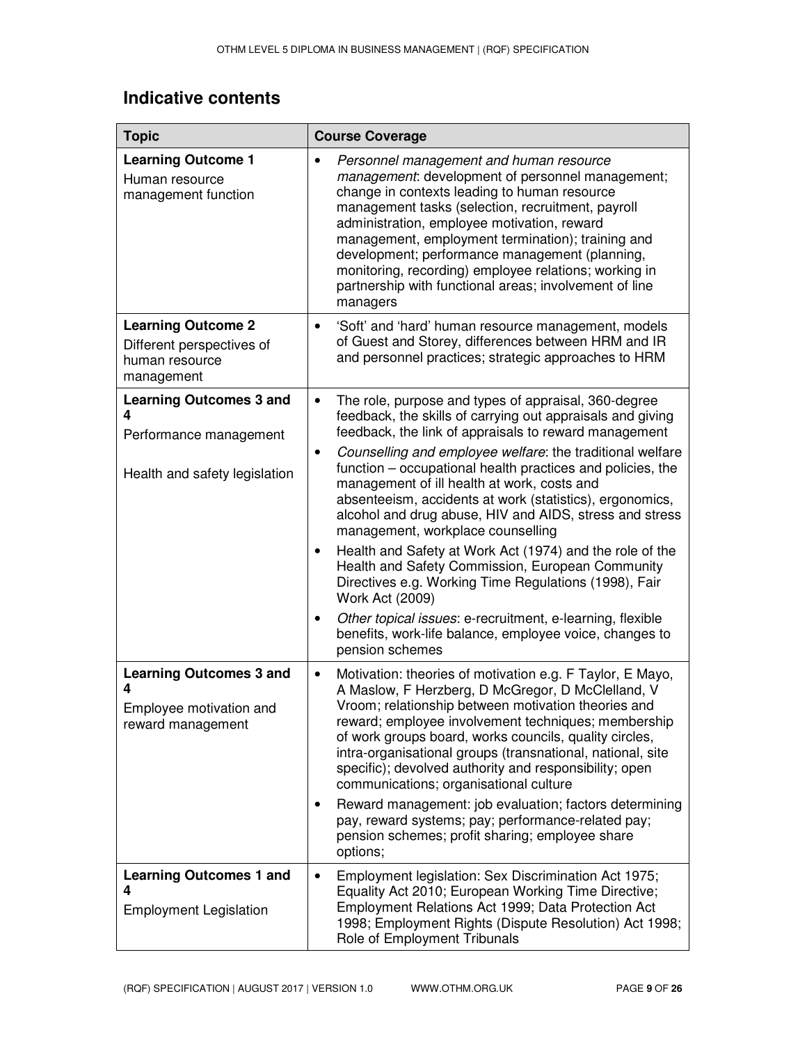## Indicative contents

| Topic | Course Coverage |
|---|---|
| **Learning Outcome 1**<br>Human resource management function | • *Personnel management and human resource management*: development of personnel management; change in contexts leading to human resource management tasks (selection, recruitment, payroll administration, employee motivation, reward management, employment termination); training and development; performance management (planning, monitoring, recording) employee relations; working in partnership with functional areas; involvement of line managers |
| **Learning Outcome 2**<br>Different perspectives of human resource management | • 'Soft' and 'hard' human resource management, models of Guest and Storey, differences between HRM and IR and personnel practices; strategic approaches to HRM |
| **Learning Outcomes 3 and 4**<br>Performance management<br><br>Health and safety legislation | • The role, purpose and types of appraisal, 360-degree feedback, the skills of carrying out appraisals and giving feedback, the link of appraisals to reward management<br>• *Counselling and employee welfare*: the traditional welfare function – occupational health practices and policies, the management of ill health at work, costs and absenteeism, accidents at work (statistics), ergonomics, alcohol and drug abuse, HIV and AIDS, stress and stress management, workplace counselling<br>• Health and Safety at Work Act (1974) and the role of the Health and Safety Commission, European Community Directives e.g. Working Time Regulations (1998), Fair Work Act (2009)<br>• *Other topical issues*: e-recruitment, e-learning, flexible benefits, work-life balance, employee voice, changes to pension schemes |
| **Learning Outcomes 3 and 4**<br>Employee motivation and reward management | • Motivation: theories of motivation e.g. F Taylor, E Mayo, A Maslow, F Herzberg, D McGregor, D McClelland, V Vroom; relationship between motivation theories and reward; employee involvement techniques; membership of work groups board, works councils, quality circles, intra-organisational groups (transnational, national, site specific); devolved authority and responsibility; open communications; organisational culture<br>• Reward management: job evaluation; factors determining pay, reward systems; pay; performance-related pay; pension schemes; profit sharing; employee share options; |
| **Learning Outcomes 1 and 4**<br>Employment Legislation | • Employment legislation: Sex Discrimination Act 1975; Equality Act 2010; European Working Time Directive; Employment Relations Act 1999; Data Protection Act 1998; Employment Rights (Dispute Resolution) Act 1998; Role of Employment Tribunals |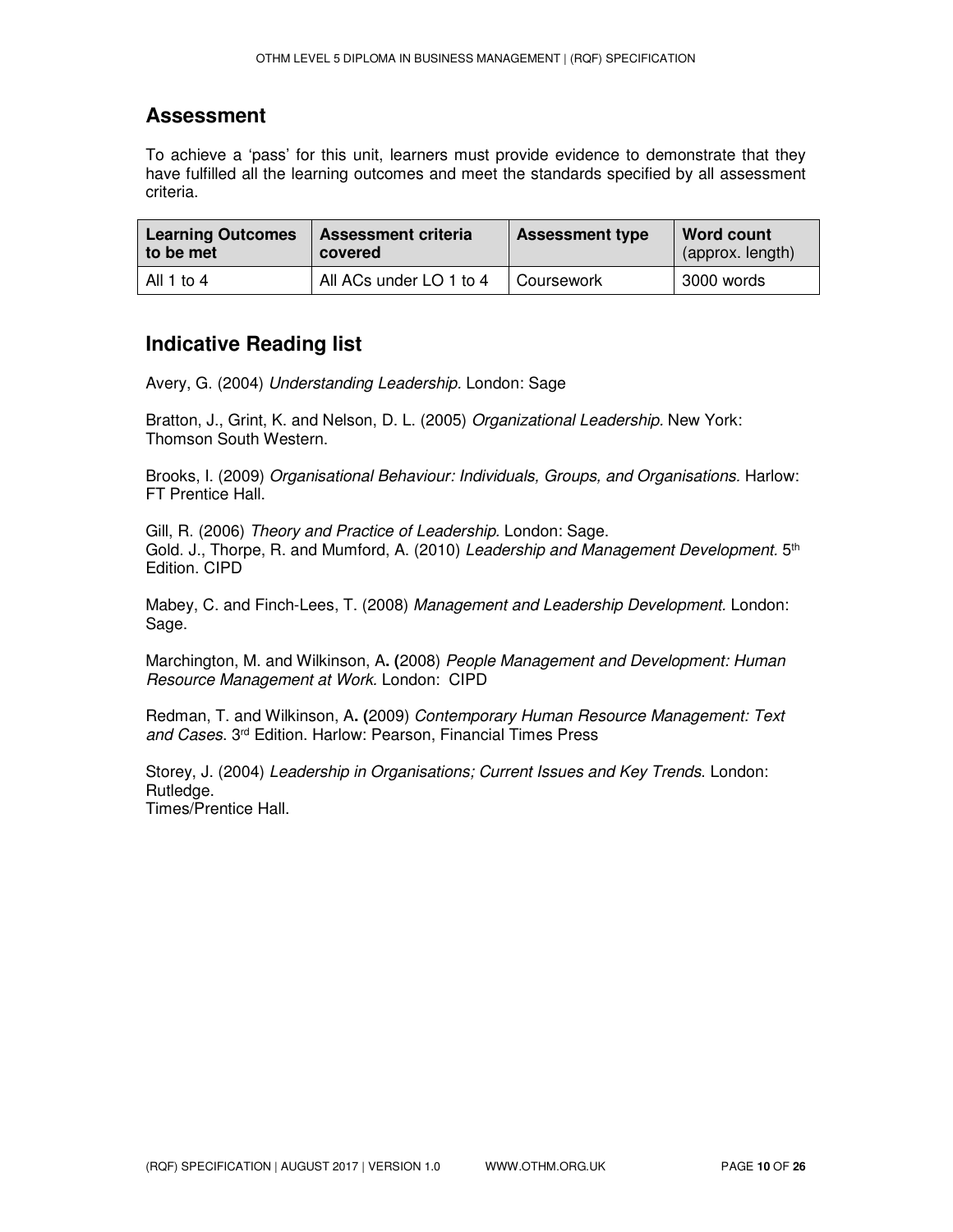## Assessment

To achieve a 'pass' for this unit, learners must provide evidence to demonstrate that they have fulfilled all the learning outcomes and meet the standards specified by all assessment criteria.

| Learning Outcomes to be met | Assessment criteria covered | Assessment type | Word count (approx. length) |
|---|---|---|---|
| All 1 to 4 | All ACs under LO 1 to 4 | Coursework | 3000 words |

## Indicative Reading list

Avery, G. (2004) *Understanding Leadership.* London: Sage

Bratton, J., Grint, K. and Nelson, D. L. (2005) *Organizational Leadership.* New York: Thomson South Western.

Brooks, I. (2009) *Organisational Behaviour: Individuals, Groups, and Organisations.* Harlow: FT Prentice Hall.

Gill, R. (2006) *Theory and Practice of Leadership.* London: Sage.
Gold. J., Thorpe, R. and Mumford, A. (2010) *Leadership and Management Development.* 5th Edition. CIPD

Mabey, C. and Finch-Lees, T. (2008) *Management and Leadership Development.* London: Sage.

Marchington, M. and Wilkinson, A**. (**2008) *People Management and Development: Human Resource Management at Work.* London: CIPD

Redman, T. and Wilkinson, A**. (**2009) *Contemporary Human Resource Management: Text and Cases.* 3rd Edition. Harlow: Pearson, Financial Times Press

Storey, J. (2004) *Leadership in Organisations; Current Issues and Key Trends.* London: Rutledge.
Times/Prentice Hall.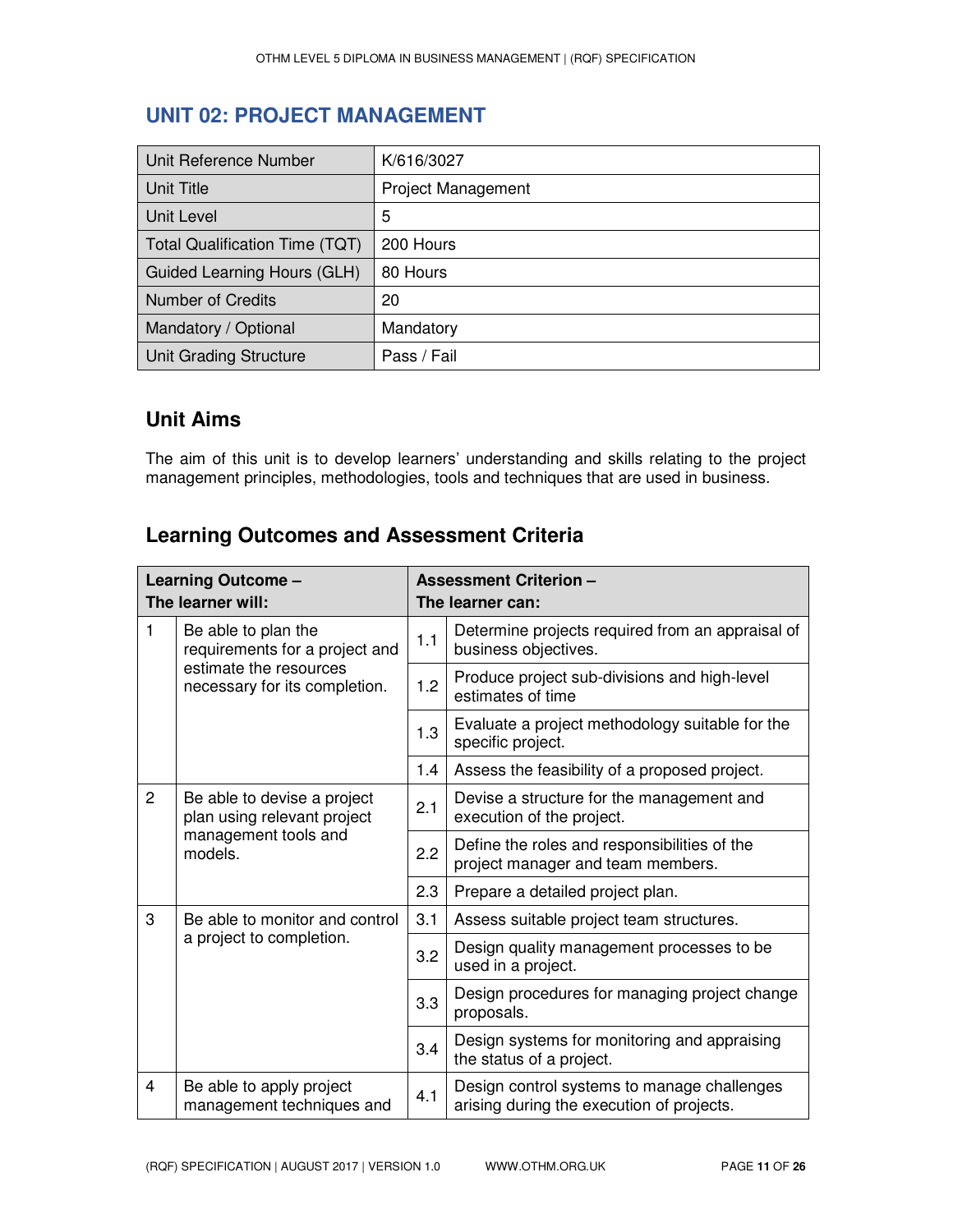## UNIT 02: PROJECT MANAGEMENT

| Unit Reference Number | K/616/3027 |
|---|---|
| Unit Title | Project Management |
| Unit Level | 5 |
| Total Qualification Time (TQT) | 200 Hours |
| Guided Learning Hours (GLH) | 80 Hours |
| Number of Credits | 20 |
| Mandatory / Optional | Mandatory |
| Unit Grading Structure | Pass / Fail |

### Unit Aims

The aim of this unit is to develop learners' understanding and skills relating to the project management principles, methodologies, tools and techniques that are used in business.

### Learning Outcomes and Assessment Criteria

| Learning Outcome – The learner will: | | Assessment Criterion – The learner can: | |
|---|---|---|---|
| 1 | Be able to plan the requirements for a project and estimate the resources necessary for its completion. | 1.1 | Determine projects required from an appraisal of business objectives. |
| | | 1.2 | Produce project sub-divisions and high-level estimates of time |
| | | 1.3 | Evaluate a project methodology suitable for the specific project. |
| | | 1.4 | Assess the feasibility of a proposed project. |
| 2 | Be able to devise a project plan using relevant project management tools and models. | 2.1 | Devise a structure for the management and execution of the project. |
| | | 2.2 | Define the roles and responsibilities of the project manager and team members. |
| | | 2.3 | Prepare a detailed project plan. |
| 3 | Be able to monitor and control a project to completion. | 3.1 | Assess suitable project team structures. |
| | | 3.2 | Design quality management processes to be used in a project. |
| | | 3.3 | Design procedures for managing project change proposals. |
| | | 3.4 | Design systems for monitoring and appraising the status of a project. |
| 4 | Be able to apply project management techniques and | 4.1 | Design control systems to manage challenges arising during the execution of projects. |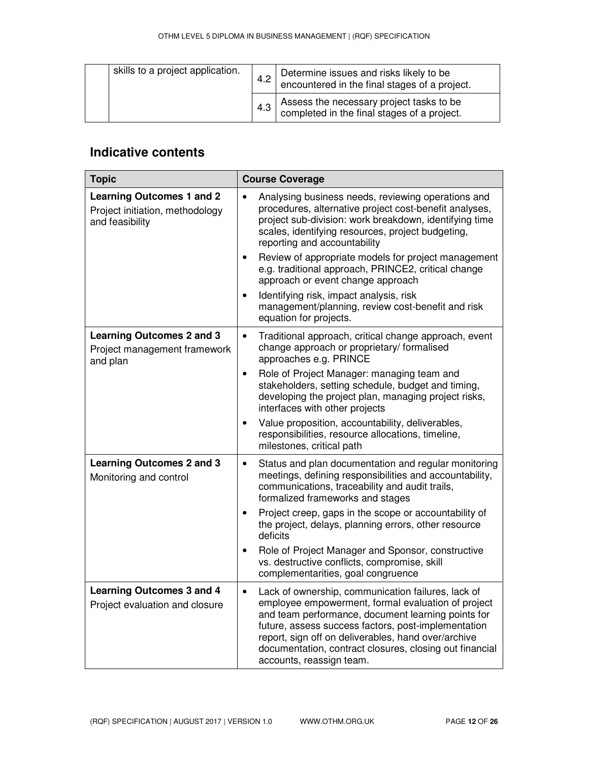| | | | |
|---|---|---|---|
| | skills to a project application. | 4.2 | Determine issues and risks likely to be encountered in the final stages of a project. |
| | | 4.3 | Assess the necessary project tasks to be completed in the final stages of a project. |

## Indicative contents

| Topic | Course Coverage |
|---|---|
| **Learning Outcomes 1 and 2**<br>Project initiation, methodology and feasibility | • Analysing business needs, reviewing operations and procedures, alternative project cost-benefit analyses, project sub-division: work breakdown, identifying time scales, identifying resources, project budgeting, reporting and accountability<br>• Review of appropriate models for project management e.g. traditional approach, PRINCE2, critical change approach or event change approach<br>• Identifying risk, impact analysis, risk management/planning, review cost-benefit and risk equation for projects. |
| **Learning Outcomes 2 and 3**<br>Project management framework and plan | • Traditional approach, critical change approach, event change approach or proprietary/ formalised approaches e.g. PRINCE<br>• Role of Project Manager: managing team and stakeholders, setting schedule, budget and timing, developing the project plan, managing project risks, interfaces with other projects<br>• Value proposition, accountability, deliverables, responsibilities, resource allocations, timeline, milestones, critical path |
| **Learning Outcomes 2 and 3**<br>Monitoring and control | • Status and plan documentation and regular monitoring meetings, defining responsibilities and accountability, communications, traceability and audit trails, formalized frameworks and stages<br>• Project creep, gaps in the scope or accountability of the project, delays, planning errors, other resource deficits<br>• Role of Project Manager and Sponsor, constructive vs. destructive conflicts, compromise, skill complementarities, goal congruence |
| **Learning Outcomes 3 and 4**<br>Project evaluation and closure | • Lack of ownership, communication failures, lack of employee empowerment, formal evaluation of project and team performance, document learning points for future, assess success factors, post-implementation report, sign off on deliverables, hand over/archive documentation, contract closures, closing out financial accounts, reassign team. |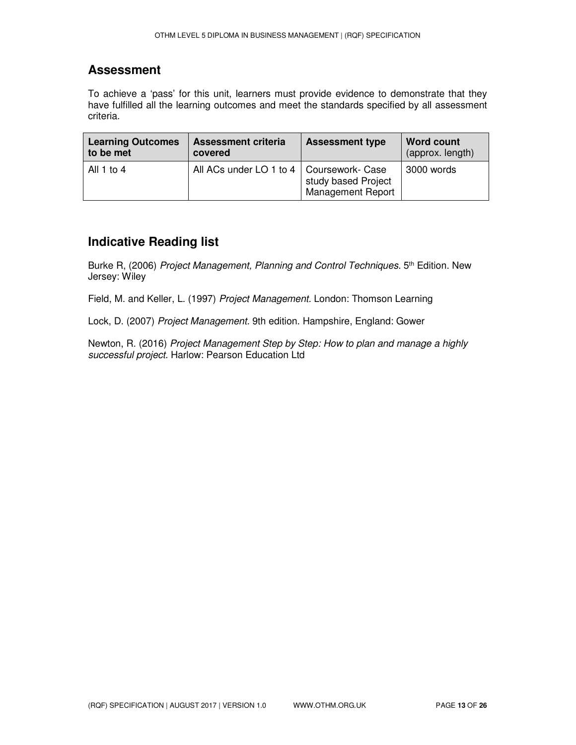## Assessment

To achieve a 'pass' for this unit, learners must provide evidence to demonstrate that they have fulfilled all the learning outcomes and meet the standards specified by all assessment criteria.

| **Learning Outcomes to be met** | **Assessment criteria covered** | **Assessment type** | **Word count** (approx. length) |
| --- | --- | --- | --- |
| All 1 to 4 | All ACs under LO 1 to 4 | Coursework- Case study based Project Management Report | 3000 words |

## Indicative Reading list

Burke R, (2006) *Project Management, Planning and Control Techniques*. 5th Edition. New Jersey: Wiley

Field, M. and Keller, L. (1997) *Project Management.* London: Thomson Learning

Lock, D. (2007) *Project Management.* 9th edition. Hampshire, England: Gower

Newton, R. (2016) *Project Management Step by Step: How to plan and manage a highly successful project.* Harlow: Pearson Education Ltd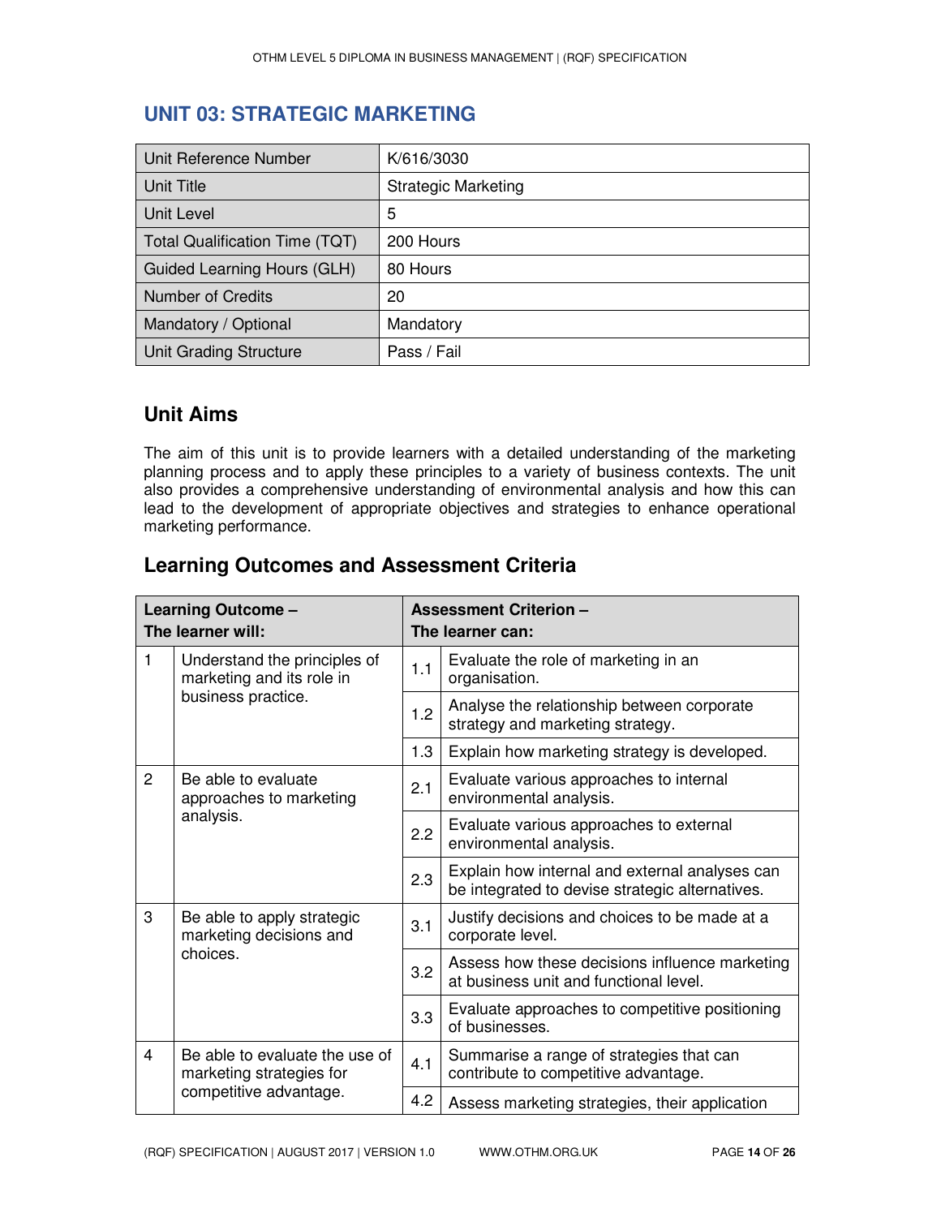## UNIT 03: STRATEGIC MARKETING

| Unit Reference Number | K/616/3030 |
|---|---|
| Unit Title | Strategic Marketing |
| Unit Level | 5 |
| Total Qualification Time (TQT) | 200 Hours |
| Guided Learning Hours (GLH) | 80 Hours |
| Number of Credits | 20 |
| Mandatory / Optional | Mandatory |
| Unit Grading Structure | Pass / Fail |

## Unit Aims

The aim of this unit is to provide learners with a detailed understanding of the marketing planning process and to apply these principles to a variety of business contexts. The unit also provides a comprehensive understanding of environmental analysis and how this can lead to the development of appropriate objectives and strategies to enhance operational marketing performance.

## Learning Outcomes and Assessment Criteria

| | **Learning Outcome – The learner will:** | | **Assessment Criterion – The learner can:** |
|---|---|---|---|
| 1 | Understand the principles of marketing and its role in business practice. | 1.1 | Evaluate the role of marketing in an organisation. |
| | | 1.2 | Analyse the relationship between corporate strategy and marketing strategy. |
| | | 1.3 | Explain how marketing strategy is developed. |
| 2 | Be able to evaluate approaches to marketing analysis. | 2.1 | Evaluate various approaches to internal environmental analysis. |
| | | 2.2 | Evaluate various approaches to external environmental analysis. |
| | | 2.3 | Explain how internal and external analyses can be integrated to devise strategic alternatives. |
| 3 | Be able to apply strategic marketing decisions and choices. | 3.1 | Justify decisions and choices to be made at a corporate level. |
| | | 3.2 | Assess how these decisions influence marketing at business unit and functional level. |
| | | 3.3 | Evaluate approaches to competitive positioning of businesses. |
| 4 | Be able to evaluate the use of marketing strategies for competitive advantage. | 4.1 | Summarise a range of strategies that can contribute to competitive advantage. |
| | | 4.2 | Assess marketing strategies, their application |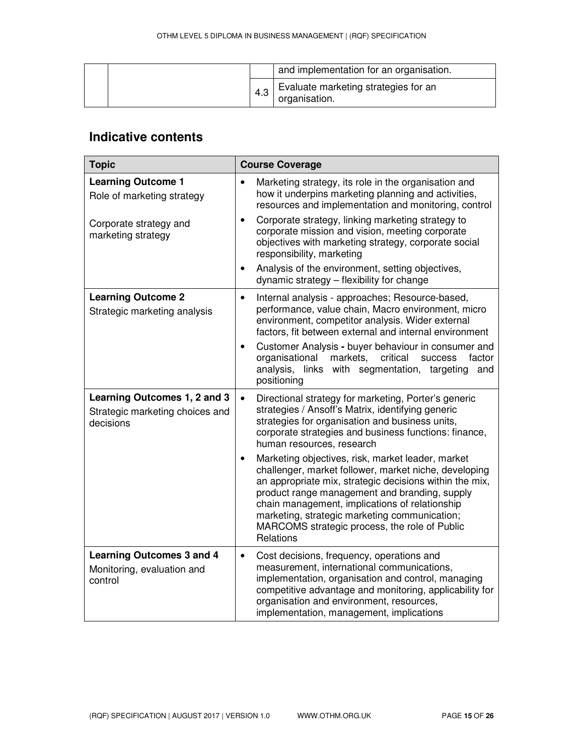| | | | |
|---|---|---|---|
| | | | and implementation for an organisation. |
| | | 4.3 | Evaluate marketing strategies for an organisation. |

## Indicative contents

| Topic | Course Coverage |
|---|---|
| **Learning Outcome 1**<br>Role of marketing strategy<br><br>Corporate strategy and marketing strategy | • Marketing strategy, its role in the organisation and how it underpins marketing planning and activities, resources and implementation and monitoring, control<br>• Corporate strategy, linking marketing strategy to corporate mission and vision, meeting corporate objectives with marketing strategy, corporate social responsibility, marketing<br>• Analysis of the environment, setting objectives, dynamic strategy – flexibility for change |
| **Learning Outcome 2**<br>Strategic marketing analysis | • Internal analysis - approaches; Resource-based, performance, value chain, Macro environment, micro environment, competitor analysis. Wider external factors, fit between external and internal environment<br>• Customer Analysis **-** buyer behaviour in consumer and organisational markets, critical success factor analysis, links with segmentation, targeting and positioning |
| **Learning Outcomes 1, 2 and 3**<br>Strategic marketing choices and decisions | • Directional strategy for marketing, Porter's generic strategies / Ansoff's Matrix, identifying generic strategies for organisation and business units, corporate strategies and business functions: finance, human resources, research<br>• Marketing objectives, risk, market leader, market challenger, market follower, market niche, developing an appropriate mix, strategic decisions within the mix, product range management and branding, supply chain management, implications of relationship marketing, strategic marketing communication; MARCOMS strategic process, the role of Public Relations |
| **Learning Outcomes 3 and 4**<br>Monitoring, evaluation and control | • Cost decisions, frequency, operations and measurement, international communications, implementation, organisation and control, managing competitive advantage and monitoring, applicability for organisation and environment, resources, implementation, management, implications |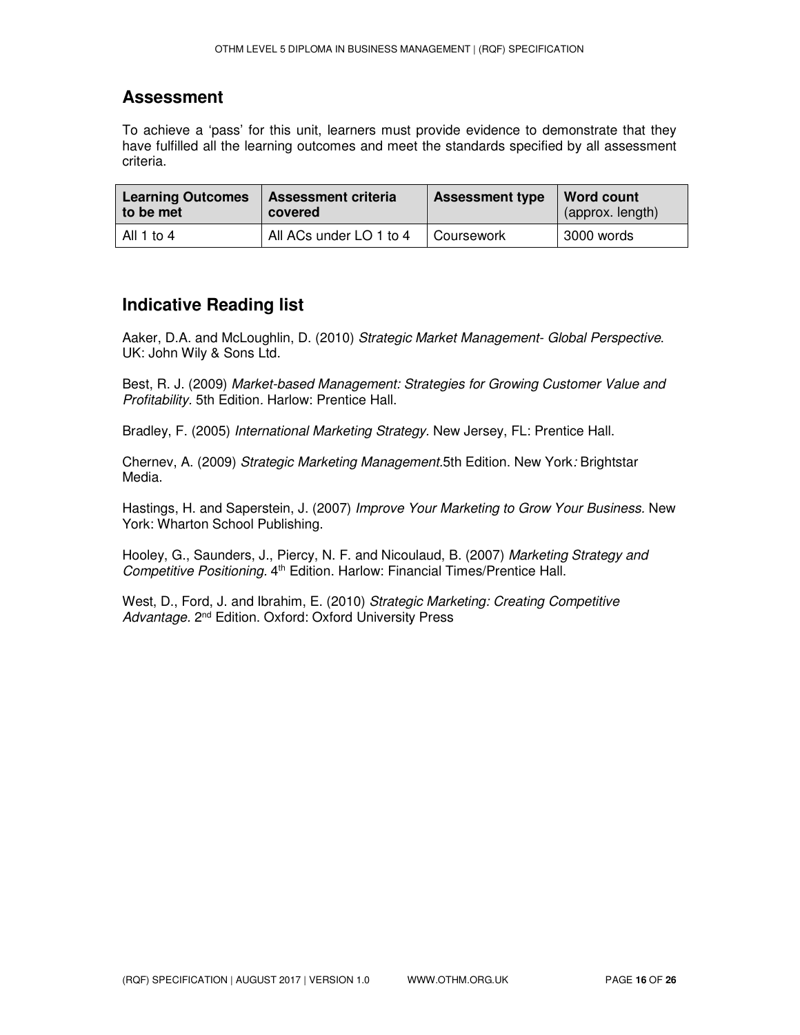## Assessment

To achieve a 'pass' for this unit, learners must provide evidence to demonstrate that they have fulfilled all the learning outcomes and meet the standards specified by all assessment criteria.

| **Learning Outcomes to be met** | **Assessment criteria covered** | **Assessment type** | **Word count** (approx. length) |
|---|---|---|---|
| All 1 to 4 | All ACs under LO 1 to 4 | Coursework | 3000 words |

## Indicative Reading list

Aaker, D.A. and McLoughlin, D. (2010) *Strategic Market Management- Global Perspective*. UK: John Wily & Sons Ltd.

Best, R. J. (2009) *Market-based Management: Strategies for Growing Customer Value and Profitability*. 5th Edition. Harlow: Prentice Hall.

Bradley, F. (2005) *International Marketing Strategy*. New Jersey, FL: Prentice Hall.

Chernev, A. (2009) *Strategic Marketing Management*.5th Edition. New York*:* Brightstar Media.

Hastings, H. and Saperstein, J. (2007) *Improve Your Marketing to Grow Your Business*. New York: Wharton School Publishing.

Hooley, G., Saunders, J., Piercy, N. F. and Nicoulaud, B. (2007) *Marketing Strategy and Competitive Positioning*. 4th Edition. Harlow: Financial Times/Prentice Hall.

West, D., Ford, J. and Ibrahim, E. (2010) *Strategic Marketing: Creating Competitive Advantage*. 2nd Edition. Oxford: Oxford University Press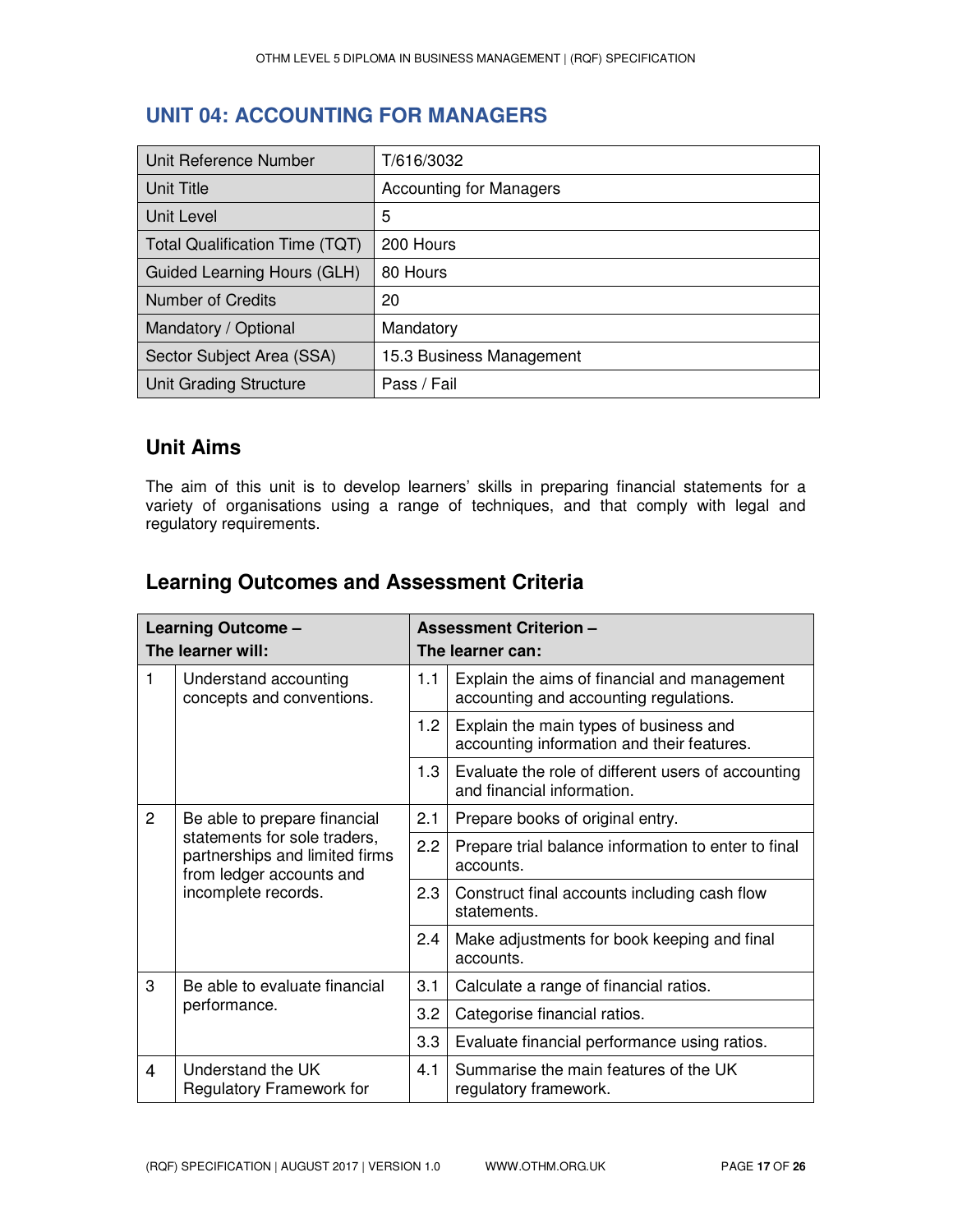## UNIT 04: ACCOUNTING FOR MANAGERS

| Unit Reference Number | T/616/3032 |
|---|---|
| Unit Title | Accounting for Managers |
| Unit Level | 5 |
| Total Qualification Time (TQT) | 200 Hours |
| Guided Learning Hours (GLH) | 80 Hours |
| Number of Credits | 20 |
| Mandatory / Optional | Mandatory |
| Sector Subject Area (SSA) | 15.3 Business Management |
| Unit Grading Structure | Pass / Fail |

### Unit Aims

The aim of this unit is to develop learners' skills in preparing financial statements for a variety of organisations using a range of techniques, and that comply with legal and regulatory requirements.

### Learning Outcomes and Assessment Criteria

| Learning Outcome – The learner will: | | Assessment Criterion – The learner can: | |
|---|---|---|---|
| 1 | Understand accounting concepts and conventions. | 1.1 | Explain the aims of financial and management accounting and accounting regulations. |
| | | 1.2 | Explain the main types of business and accounting information and their features. |
| | | 1.3 | Evaluate the role of different users of accounting and financial information. |
| 2 | Be able to prepare financial statements for sole traders, partnerships and limited firms from ledger accounts and incomplete records. | 2.1 | Prepare books of original entry. |
| | | 2.2 | Prepare trial balance information to enter to final accounts. |
| | | 2.3 | Construct final accounts including cash flow statements. |
| | | 2.4 | Make adjustments for book keeping and final accounts. |
| 3 | Be able to evaluate financial performance. | 3.1 | Calculate a range of financial ratios. |
| | | 3.2 | Categorise financial ratios. |
| | | 3.3 | Evaluate financial performance using ratios. |
| 4 | Understand the UK Regulatory Framework for | 4.1 | Summarise the main features of the UK regulatory framework. |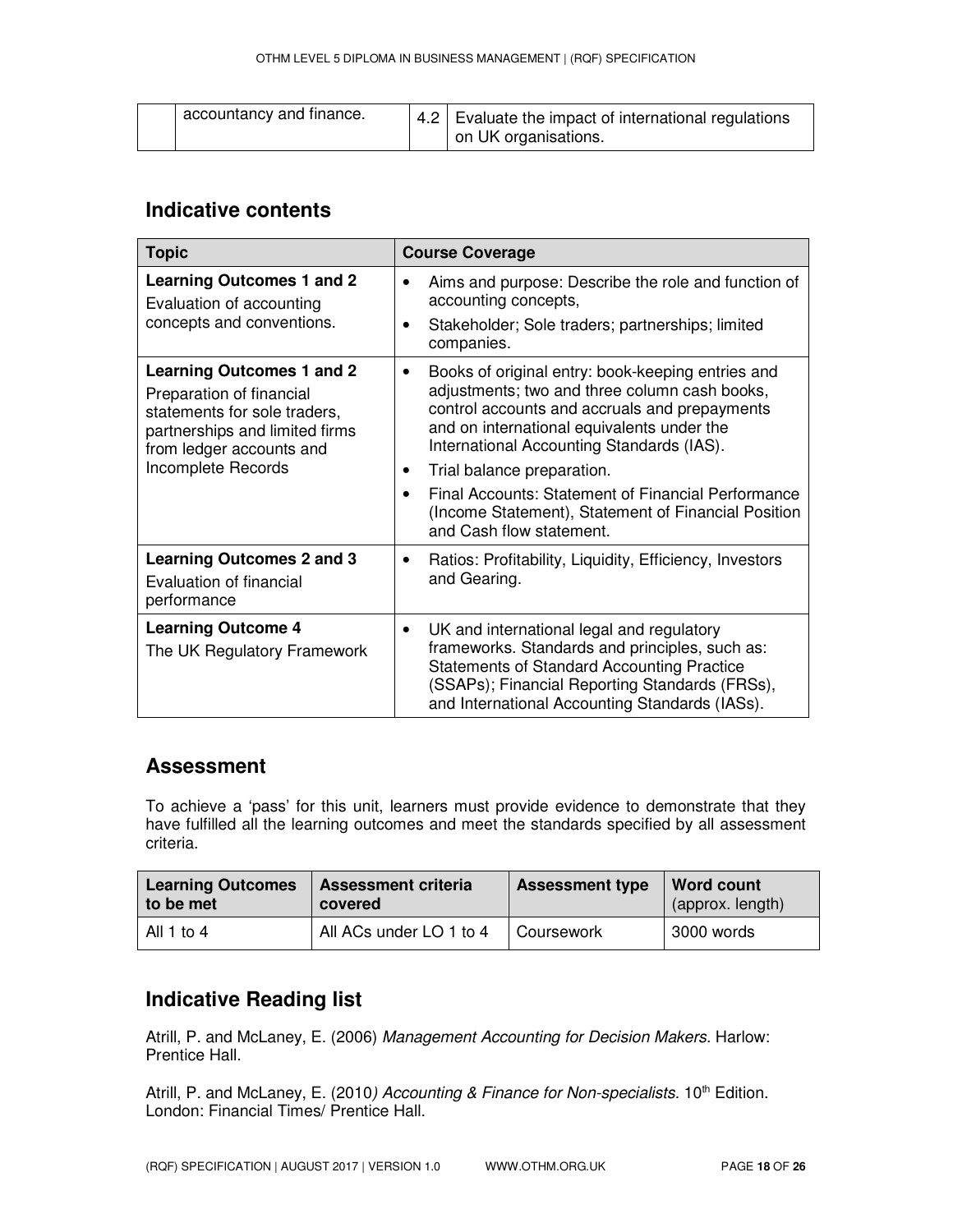| | accountancy and finance. | 4.2 | Evaluate the impact of international regulations on UK organisations. |
|---|---|---|---|

## Indicative contents

| Topic | Course Coverage |
|---|---|
| **Learning Outcomes 1 and 2**<br>Evaluation of accounting concepts and conventions. | • Aims and purpose: Describe the role and function of accounting concepts,<br>• Stakeholder; Sole traders; partnerships; limited companies. |
| **Learning Outcomes 1 and 2**<br>Preparation of financial statements for sole traders, partnerships and limited firms from ledger accounts and Incomplete Records | • Books of original entry: book-keeping entries and adjustments; two and three column cash books, control accounts and accruals and prepayments and on international equivalents under the International Accounting Standards (IAS).<br>• Trial balance preparation.<br>• Final Accounts: Statement of Financial Performance (Income Statement), Statement of Financial Position and Cash flow statement. |
| **Learning Outcomes 2 and 3**<br>Evaluation of financial performance | • Ratios: Profitability, Liquidity, Efficiency, Investors and Gearing. |
| **Learning Outcome 4**<br>The UK Regulatory Framework | • UK and international legal and regulatory frameworks. Standards and principles, such as: Statements of Standard Accounting Practice (SSAPs); Financial Reporting Standards (FRSs), and International Accounting Standards (IASs). |

## Assessment

To achieve a 'pass' for this unit, learners must provide evidence to demonstrate that they have fulfilled all the learning outcomes and meet the standards specified by all assessment criteria.

| Learning Outcomes to be met | Assessment criteria covered | Assessment type | Word count (approx. length) |
|---|---|---|---|
| All 1 to 4 | All ACs under LO 1 to 4 | Coursework | 3000 words |

## Indicative Reading list

Atrill, P. and McLaney, E. (2006) *Management Accounting for Decision Makers*. Harlow: Prentice Hall.

Atrill, P. and McLaney, E. (2010*) Accounting & Finance for Non-specialists.* 10th Edition. London: Financial Times/ Prentice Hall.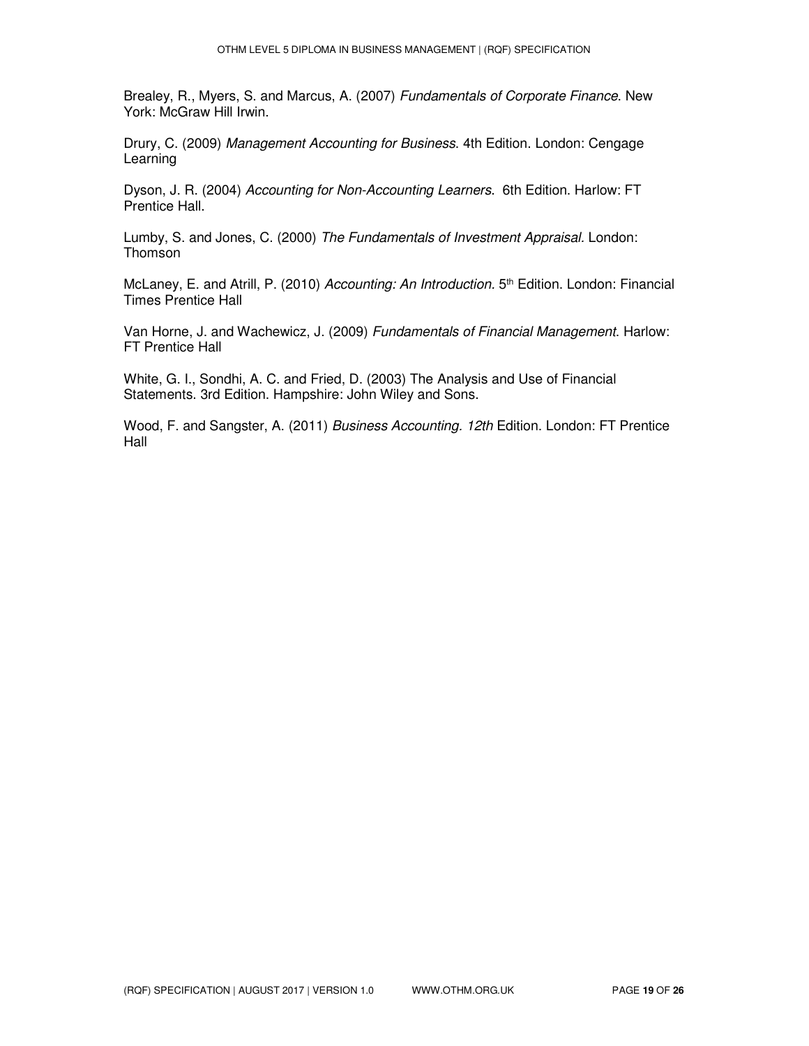Brealey, R., Myers, S. and Marcus, A. (2007) *Fundamentals of Corporate Finance*. New York: McGraw Hill Irwin.

Drury, C. (2009) *Management Accounting for Business*. 4th Edition. London: Cengage Learning

Dyson, J. R. (2004) *Accounting for Non-Accounting Learners*. 6th Edition. Harlow: FT Prentice Hall.

Lumby, S. and Jones, C. (2000) *The Fundamentals of Investment Appraisal*. London: Thomson

McLaney, E. and Atrill, P. (2010) *Accounting: An Introduction*. 5th Edition. London: Financial Times Prentice Hall

Van Horne, J. and Wachewicz, J. (2009) *Fundamentals of Financial Management*. Harlow: FT Prentice Hall

White, G. I., Sondhi, A. C. and Fried, D. (2003) The Analysis and Use of Financial Statements. 3rd Edition. Hampshire: John Wiley and Sons.

Wood, F. and Sangster, A. (2011) *Business Accounting. 12th* Edition. London: FT Prentice Hall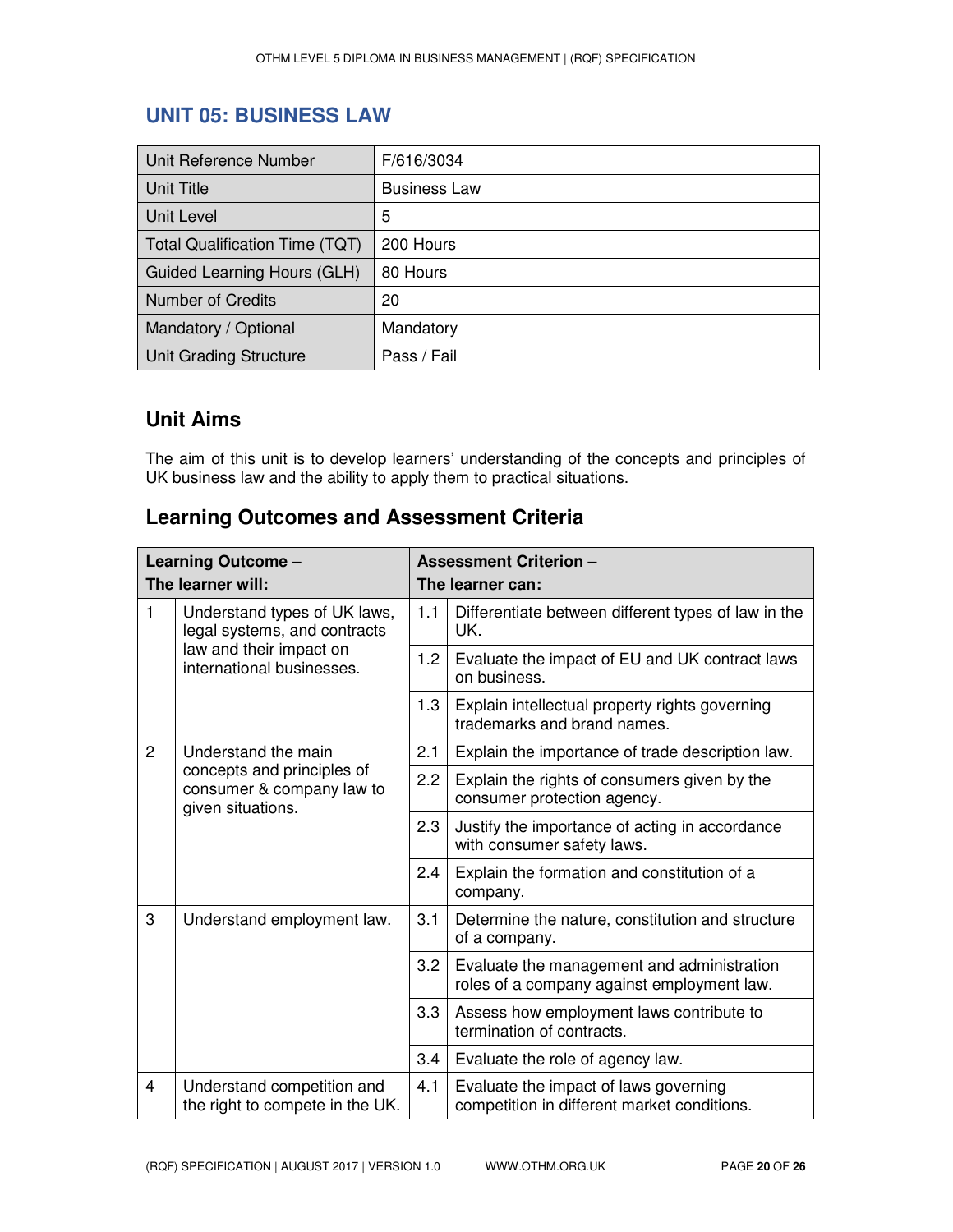## UNIT 05: BUSINESS LAW

| Unit Reference Number | F/616/3034 |
|---|---|
| Unit Title | Business Law |
| Unit Level | 5 |
| Total Qualification Time (TQT) | 200 Hours |
| Guided Learning Hours (GLH) | 80 Hours |
| Number of Credits | 20 |
| Mandatory / Optional | Mandatory |
| Unit Grading Structure | Pass / Fail |

### Unit Aims

The aim of this unit is to develop learners' understanding of the concepts and principles of UK business law and the ability to apply them to practical situations.

### Learning Outcomes and Assessment Criteria

| Learning Outcome – The learner will: | | Assessment Criterion – The learner can: | |
|---|---|---|---|
| 1 | Understand types of UK laws, legal systems, and contracts law and their impact on international businesses. | 1.1 | Differentiate between different types of law in the UK. |
| | | 1.2 | Evaluate the impact of EU and UK contract laws on business. |
| | | 1.3 | Explain intellectual property rights governing trademarks and brand names. |
| 2 | Understand the main concepts and principles of consumer & company law to given situations. | 2.1 | Explain the importance of trade description law. |
| | | 2.2 | Explain the rights of consumers given by the consumer protection agency. |
| | | 2.3 | Justify the importance of acting in accordance with consumer safety laws. |
| | | 2.4 | Explain the formation and constitution of a company. |
| 3 | Understand employment law. | 3.1 | Determine the nature, constitution and structure of a company. |
| | | 3.2 | Evaluate the management and administration roles of a company against employment law. |
| | | 3.3 | Assess how employment laws contribute to termination of contracts. |
| | | 3.4 | Evaluate the role of agency law. |
| 4 | Understand competition and the right to compete in the UK. | 4.1 | Evaluate the impact of laws governing competition in different market conditions. |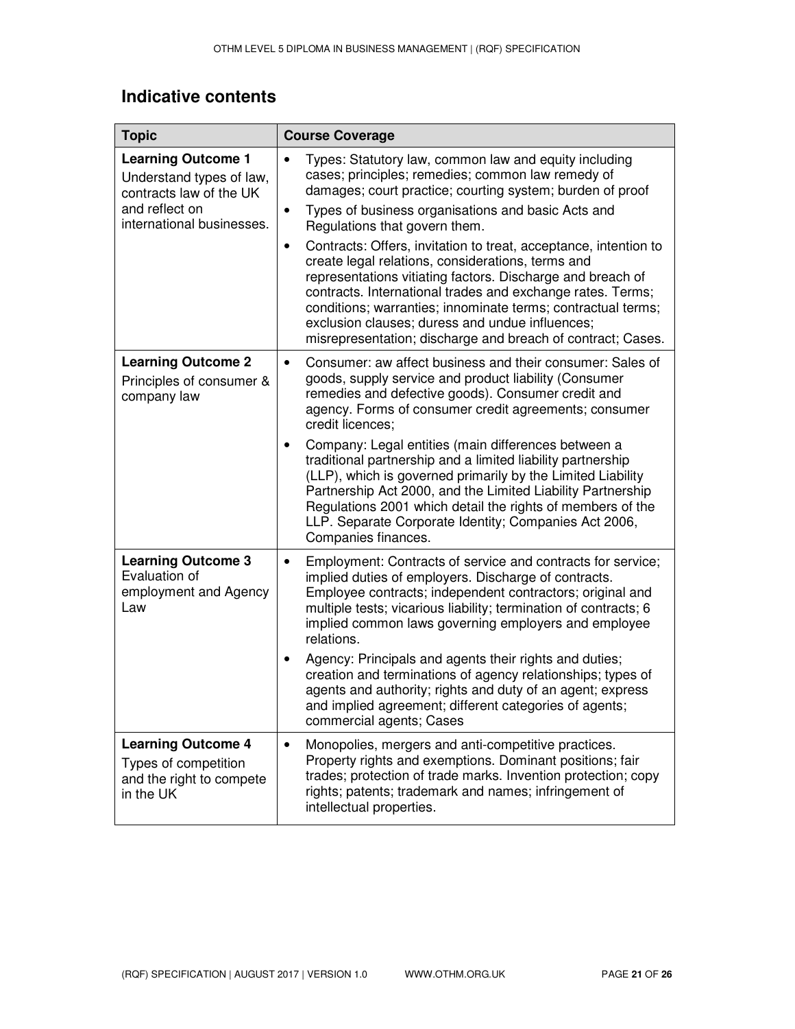## Indicative contents

| Topic | Course Coverage |
| --- | --- |
| **Learning Outcome 1** Understand types of law, contracts law of the UK and reflect on international businesses. | • Types: Statutory law, common law and equity including cases; principles; remedies; common law remedy of damages; court practice; courting system; burden of proof<br>• Types of business organisations and basic Acts and Regulations that govern them.<br>• Contracts: Offers, invitation to treat, acceptance, intention to create legal relations, considerations, terms and representations vitiating factors. Discharge and breach of contracts. International trades and exchange rates. Terms; conditions; warranties; innominate terms; contractual terms; exclusion clauses; duress and undue influences; misrepresentation; discharge and breach of contract; Cases. |
| **Learning Outcome 2** Principles of consumer & company law | • Consumer: aw affect business and their consumer: Sales of goods, supply service and product liability (Consumer remedies and defective goods). Consumer credit and agency. Forms of consumer credit agreements; consumer credit licences;<br>• Company: Legal entities (main differences between a traditional partnership and a limited liability partnership (LLP), which is governed primarily by the Limited Liability Partnership Act 2000, and the Limited Liability Partnership Regulations 2001 which detail the rights of members of the LLP. Separate Corporate Identity; Companies Act 2006, Companies finances. |
| **Learning Outcome 3** Evaluation of employment and Agency Law | • Employment: Contracts of service and contracts for service; implied duties of employers. Discharge of contracts. Employee contracts; independent contractors; original and multiple tests; vicarious liability; termination of contracts; 6 implied common laws governing employers and employee relations.<br>• Agency: Principals and agents their rights and duties; creation and terminations of agency relationships; types of agents and authority; rights and duty of an agent; express and implied agreement; different categories of agents; commercial agents; Cases |
| **Learning Outcome 4** Types of competition and the right to compete in the UK | • Monopolies, mergers and anti-competitive practices. Property rights and exemptions. Dominant positions; fair trades; protection of trade marks. Invention protection; copy rights; patents; trademark and names; infringement of intellectual properties. |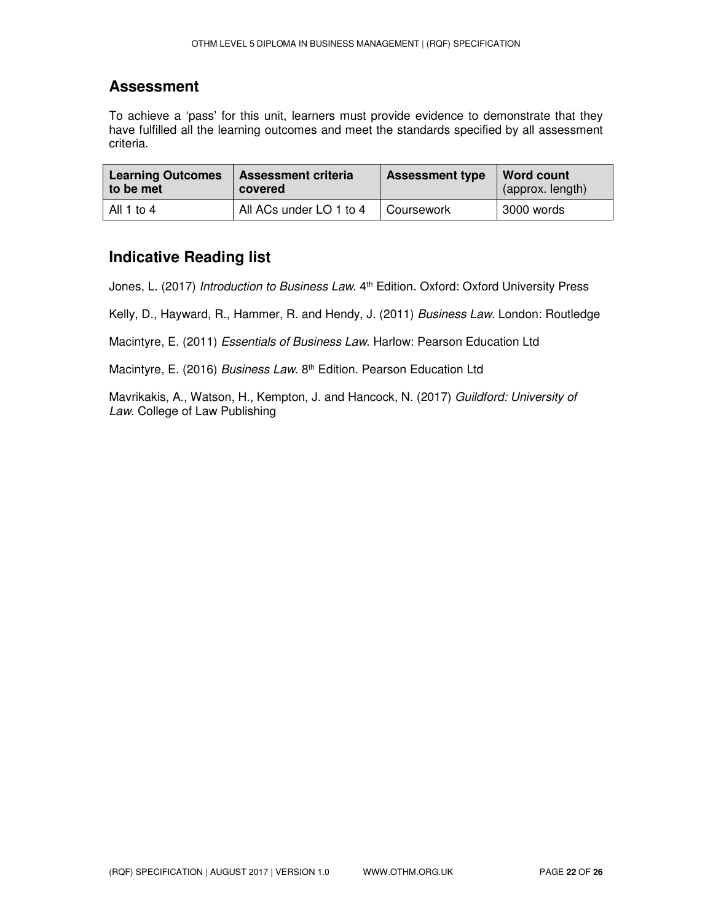## Assessment

To achieve a 'pass' for this unit, learners must provide evidence to demonstrate that they have fulfilled all the learning outcomes and meet the standards specified by all assessment criteria.

| Learning Outcomes to be met | Assessment criteria covered | Assessment type | Word count (approx. length) |
|---|---|---|---|
| All 1 to 4 | All ACs under LO 1 to 4 | Coursework | 3000 words |

## Indicative Reading list

Jones, L. (2017) *Introduction to Business Law*. 4th Edition. Oxford: Oxford University Press

Kelly, D., Hayward, R., Hammer, R. and Hendy, J. (2011) *Business Law.* London: Routledge

Macintyre, E. (2011) *Essentials of Business Law.* Harlow: Pearson Education Ltd

Macintyre, E. (2016) *Business Law*. 8th Edition. Pearson Education Ltd

Mavrikakis, A., Watson, H., Kempton, J. and Hancock, N. (2017) *Guildford: University of Law.* College of Law Publishing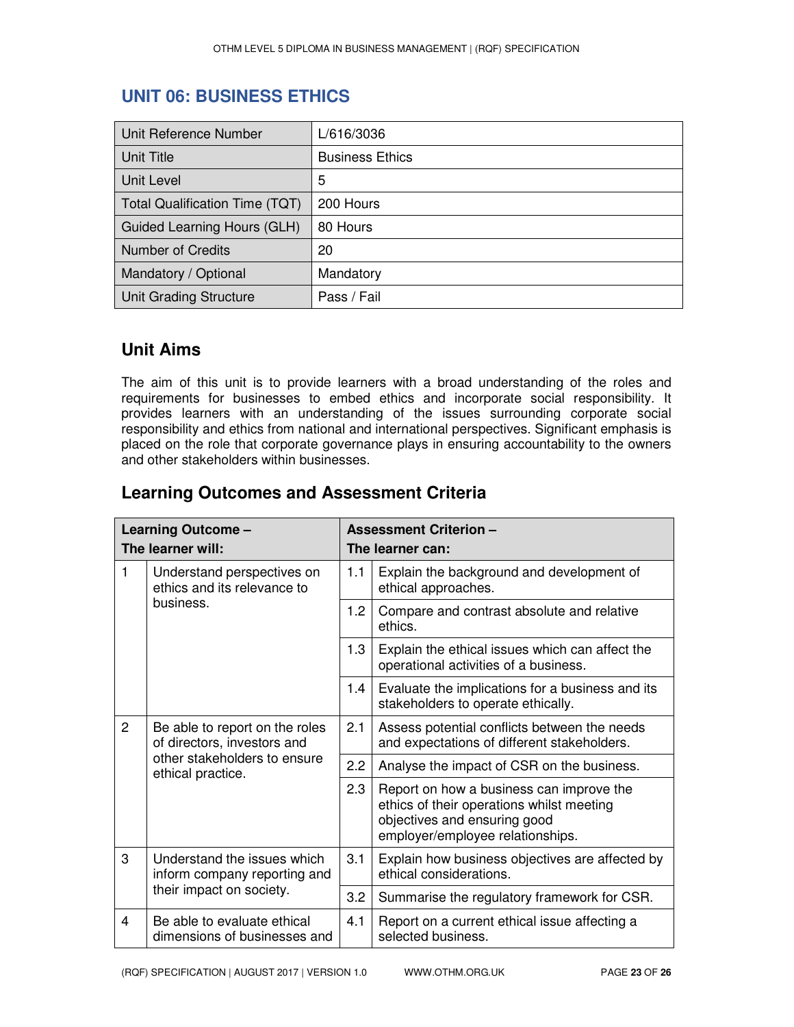## UNIT 06: BUSINESS ETHICS

| | |
|---|---|
| Unit Reference Number | L/616/3036 |
| Unit Title | Business Ethics |
| Unit Level | 5 |
| Total Qualification Time (TQT) | 200 Hours |
| Guided Learning Hours (GLH) | 80 Hours |
| Number of Credits | 20 |
| Mandatory / Optional | Mandatory |
| Unit Grading Structure | Pass / Fail |

### Unit Aims

The aim of this unit is to provide learners with a broad understanding of the roles and requirements for businesses to embed ethics and incorporate social responsibility. It provides learners with an understanding of the issues surrounding corporate social responsibility and ethics from national and international perspectives. Significant emphasis is placed on the role that corporate governance plays in ensuring accountability to the owners and other stakeholders within businesses.

### Learning Outcomes and Assessment Criteria

| Learning Outcome – The learner will: | | Assessment Criterion – The learner can: | |
|---|---|---|---|
| 1 | Understand perspectives on ethics and its relevance to business. | 1.1 | Explain the background and development of ethical approaches. |
| | | 1.2 | Compare and contrast absolute and relative ethics. |
| | | 1.3 | Explain the ethical issues which can affect the operational activities of a business. |
| | | 1.4 | Evaluate the implications for a business and its stakeholders to operate ethically. |
| 2 | Be able to report on the roles of directors, investors and other stakeholders to ensure ethical practice. | 2.1 | Assess potential conflicts between the needs and expectations of different stakeholders. |
| | | 2.2 | Analyse the impact of CSR on the business. |
| | | 2.3 | Report on how a business can improve the ethics of their operations whilst meeting objectives and ensuring good employer/employee relationships. |
| 3 | Understand the issues which inform company reporting and their impact on society. | 3.1 | Explain how business objectives are affected by ethical considerations. |
| | | 3.2 | Summarise the regulatory framework for CSR. |
| 4 | Be able to evaluate ethical dimensions of businesses and | 4.1 | Report on a current ethical issue affecting a selected business. |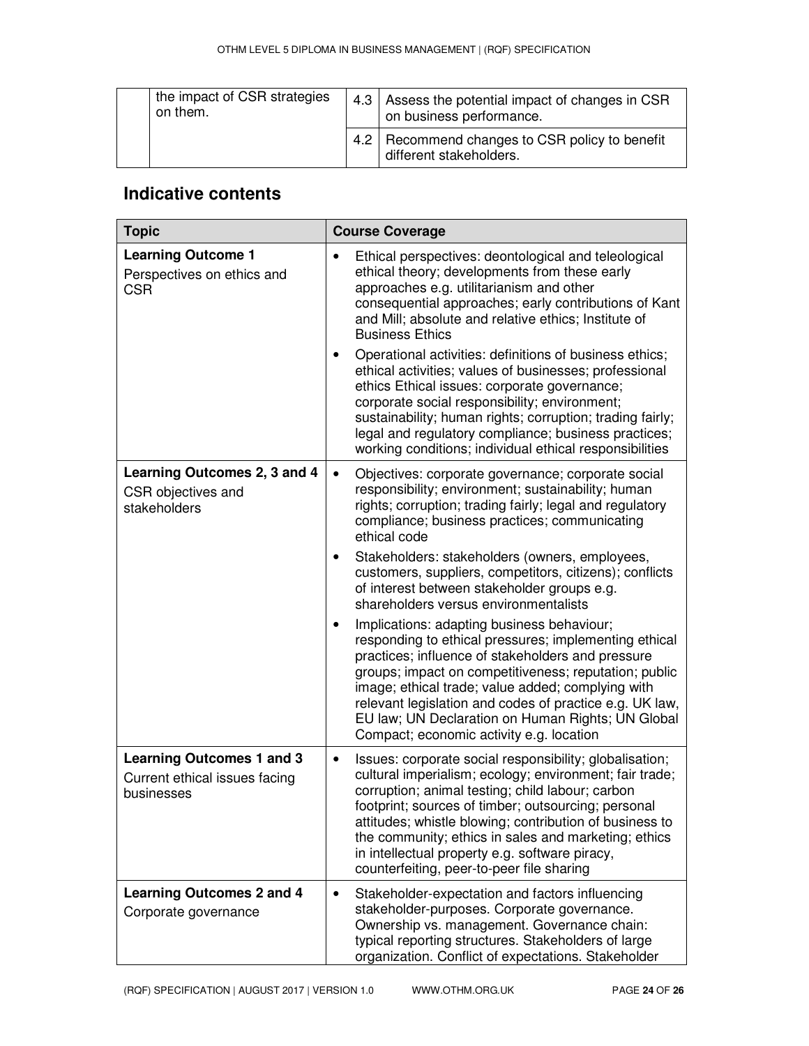| | | | |
|---|---|---|---|
| | the impact of CSR strategies on them. | 4.3 | Assess the potential impact of changes in CSR on business performance. |
| | | 4.2 | Recommend changes to CSR policy to benefit different stakeholders. |

## Indicative contents

| Topic | Course Coverage |
|---|---|
| **Learning Outcome 1**<br>Perspectives on ethics and CSR | • Ethical perspectives: deontological and teleological ethical theory; developments from these early approaches e.g. utilitarianism and other consequential approaches; early contributions of Kant and Mill; absolute and relative ethics; Institute of Business Ethics<br>• Operational activities: definitions of business ethics; ethical activities; values of businesses; professional ethics Ethical issues: corporate governance; corporate social responsibility; environment; sustainability; human rights; corruption; trading fairly; legal and regulatory compliance; business practices; working conditions; individual ethical responsibilities |
| **Learning Outcomes 2, 3 and 4**<br>CSR objectives and stakeholders | • Objectives: corporate governance; corporate social responsibility; environment; sustainability; human rights; corruption; trading fairly; legal and regulatory compliance; business practices; communicating ethical code<br>• Stakeholders: stakeholders (owners, employees, customers, suppliers, competitors, citizens); conflicts of interest between stakeholder groups e.g. shareholders versus environmentalists<br>• Implications: adapting business behaviour; responding to ethical pressures; implementing ethical practices; influence of stakeholders and pressure groups; impact on competitiveness; reputation; public image; ethical trade; value added; complying with relevant legislation and codes of practice e.g. UK law, EU law; UN Declaration on Human Rights; UN Global Compact; economic activity e.g. location |
| **Learning Outcomes 1 and 3**<br>Current ethical issues facing businesses | • Issues: corporate social responsibility; globalisation; cultural imperialism; ecology; environment; fair trade; corruption; animal testing; child labour; carbon footprint; sources of timber; outsourcing; personal attitudes; whistle blowing; contribution of business to the community; ethics in sales and marketing; ethics in intellectual property e.g. software piracy, counterfeiting, peer-to-peer file sharing |
| **Learning Outcomes 2 and 4**<br>Corporate governance | • Stakeholder-expectation and factors influencing stakeholder-purposes. Corporate governance. Ownership vs. management. Governance chain: typical reporting structures. Stakeholders of large organization. Conflict of expectations. Stakeholder |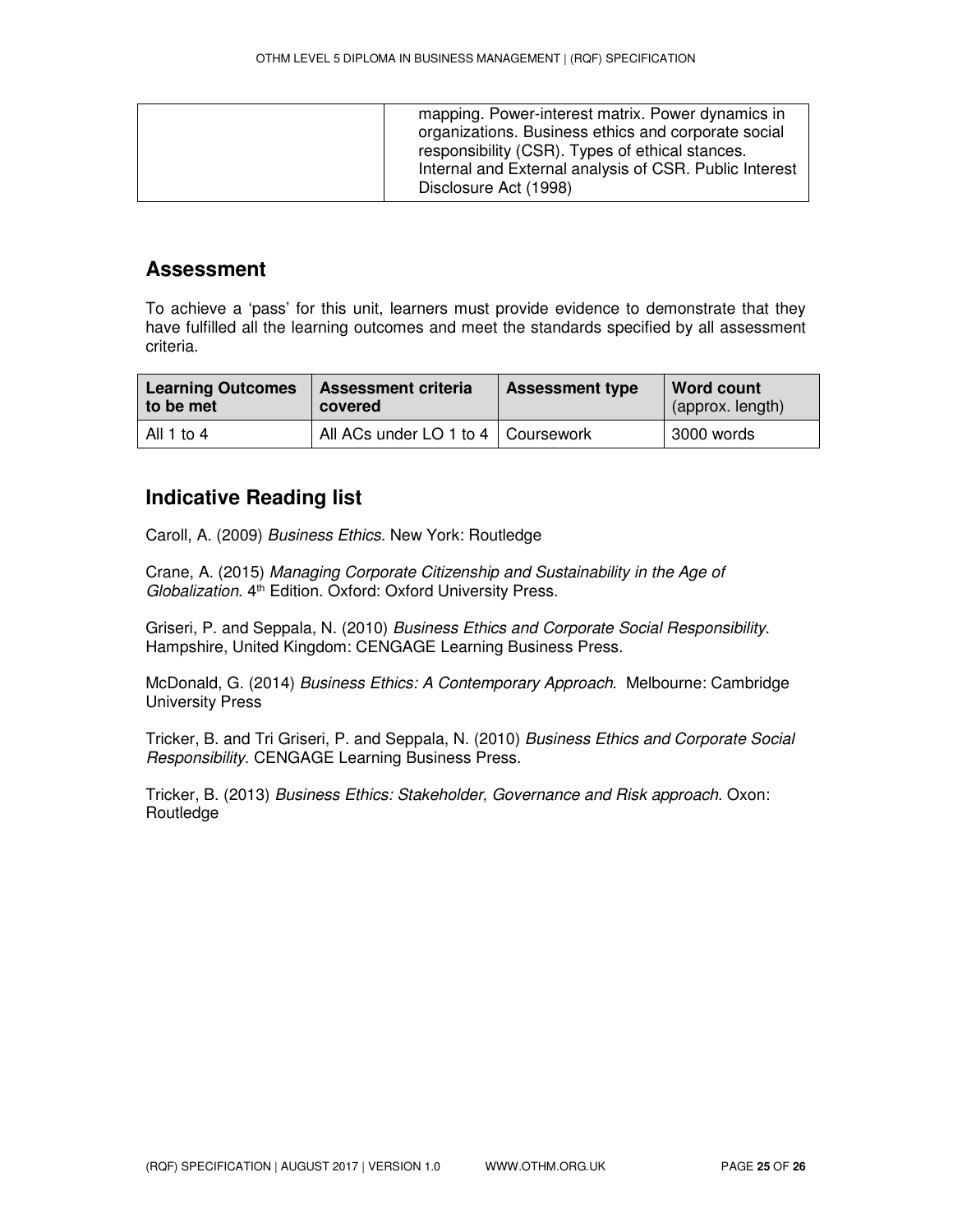| | mapping. Power-interest matrix. Power dynamics in organizations. Business ethics and corporate social responsibility (CSR). Types of ethical stances. Internal and External analysis of CSR. Public Interest Disclosure Act (1998) |
|---|---|

## Assessment

To achieve a 'pass' for this unit, learners must provide evidence to demonstrate that they have fulfilled all the learning outcomes and meet the standards specified by all assessment criteria.

| Learning Outcomes to be met | Assessment criteria covered | Assessment type | Word count (approx. length) |
|---|---|---|---|
| All 1 to 4 | All ACs under LO 1 to 4 | Coursework | 3000 words |

## Indicative Reading list

Caroll, A. (2009) *Business Ethics*. New York: Routledge

Crane, A. (2015) *Managing Corporate Citizenship and Sustainability in the Age of Globalization*. 4th Edition. Oxford: Oxford University Press.

Griseri, P. and Seppala, N. (2010) *Business Ethics and Corporate Social Responsibility*. Hampshire, United Kingdom: CENGAGE Learning Business Press.

McDonald, G. (2014) *Business Ethics: A Contemporary Approach*. Melbourne: Cambridge University Press

Tricker, B. and Tri Griseri, P. and Seppala, N. (2010) *Business Ethics and Corporate Social Responsibility*. CENGAGE Learning Business Press.

Tricker, B. (2013) *Business Ethics: Stakeholder, Governance and Risk approach*. Oxon: Routledge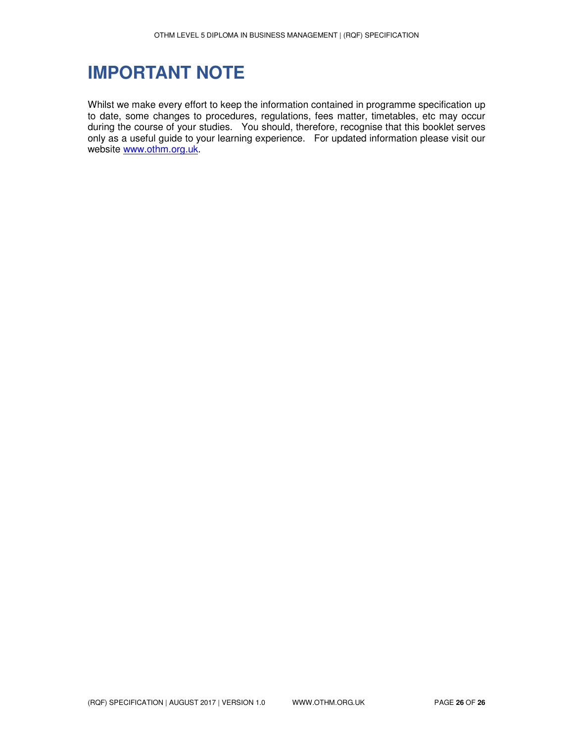# IMPORTANT NOTE

Whilst we make every effort to keep the information contained in programme specification up to date, some changes to procedures, regulations, fees matter, timetables, etc may occur during the course of your studies. You should, therefore, recognise that this booklet serves only as a useful guide to your learning experience. For updated information please visit our website www.othm.org.uk.